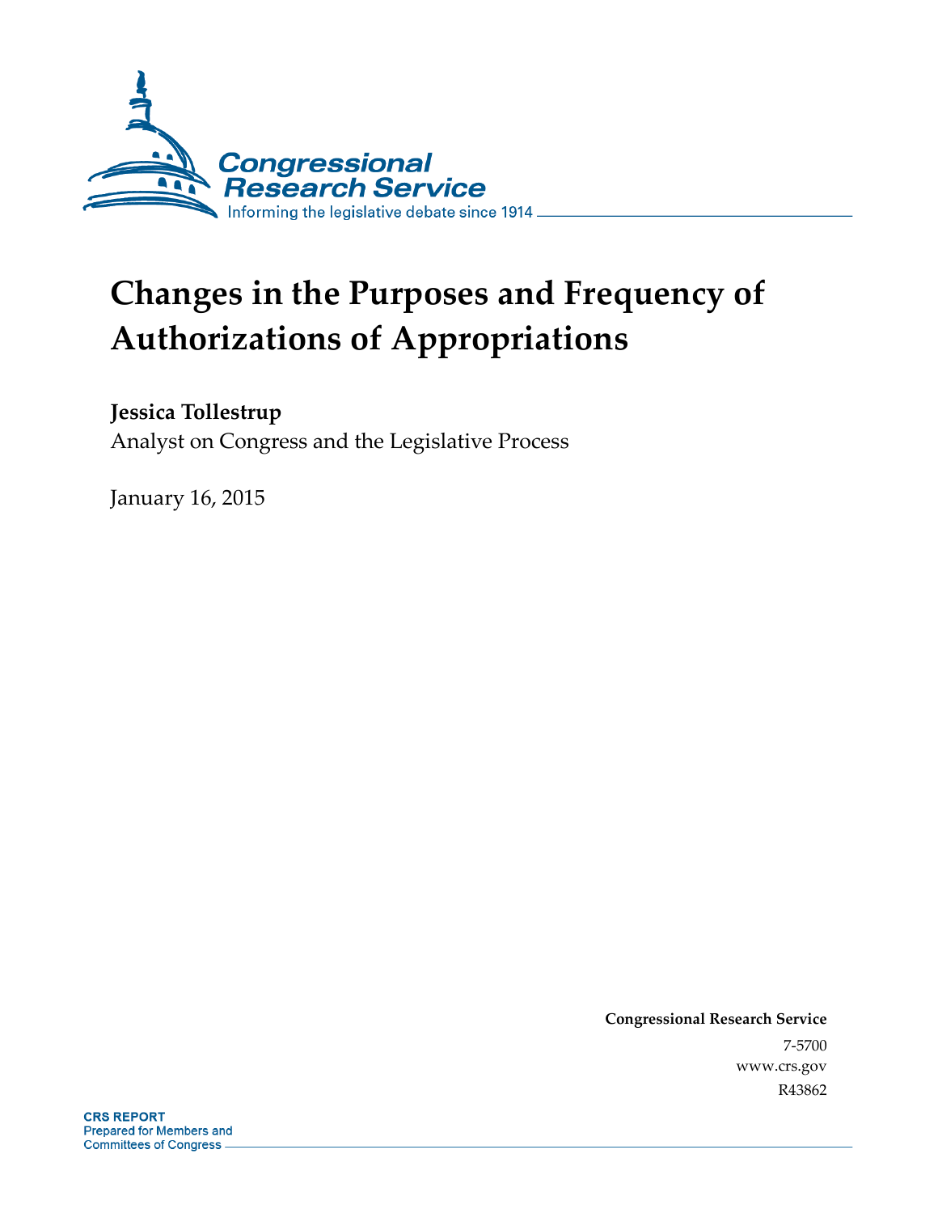Congressional Research Service

Informing the legislative debate since 1914

# Changes in the Purposes and Frequency of Authorizations of Appropriations

**Jessica Tollestrup**

Analyst on Congress and the Legislative Process

January 16, 2015

**Congressional Research Service**

7-5700

www.crs.gov

R43862

**CRS REPORT**

Prepared for Members and Committees of Congress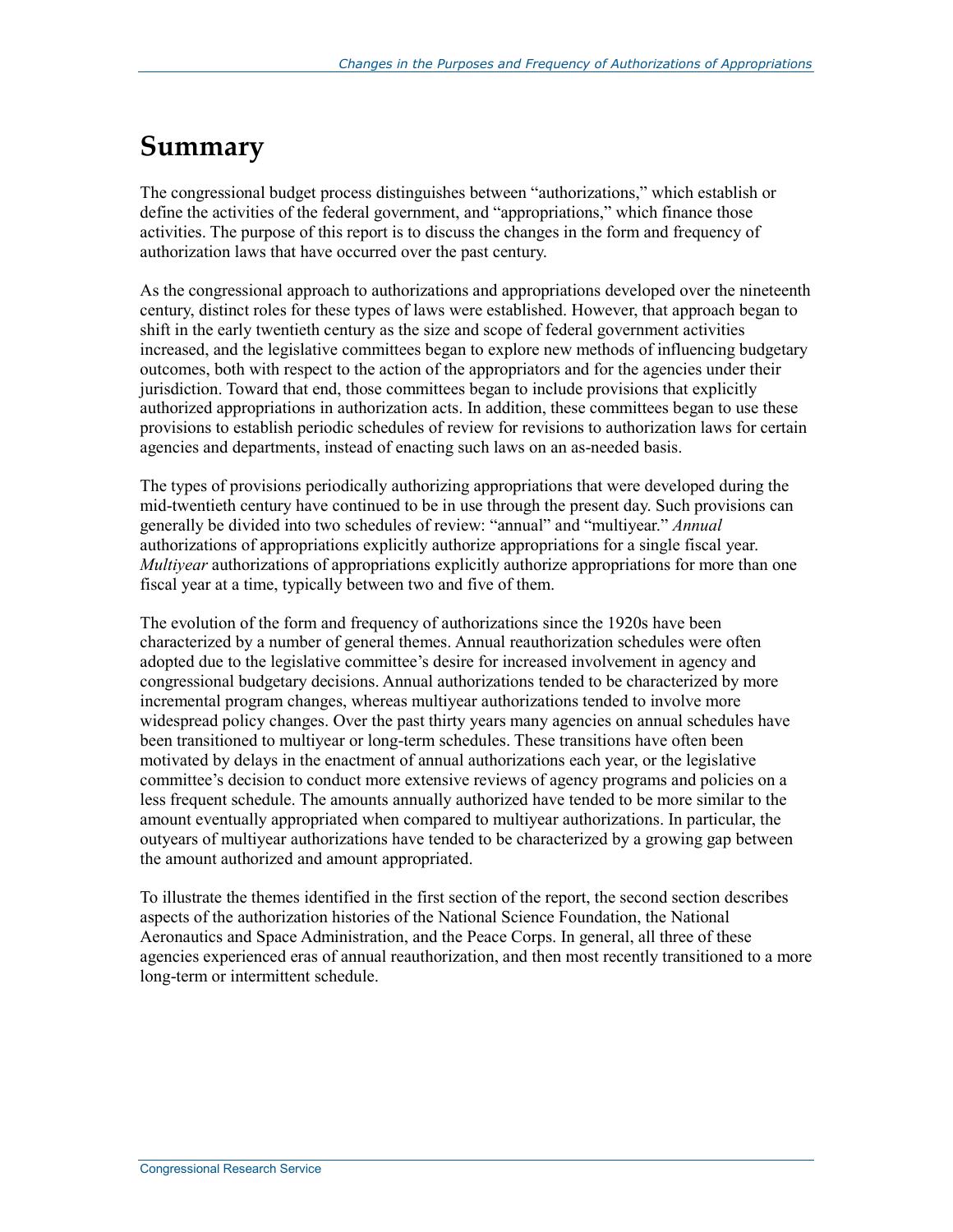# Summary

The congressional budget process distinguishes between "authorizations," which establish or define the activities of the federal government, and "appropriations," which finance those activities. The purpose of this report is to discuss the changes in the form and frequency of authorization laws that have occurred over the past century.

As the congressional approach to authorizations and appropriations developed over the nineteenth century, distinct roles for these types of laws were established. However, that approach began to shift in the early twentieth century as the size and scope of federal government activities increased, and the legislative committees began to explore new methods of influencing budgetary outcomes, both with respect to the action of the appropriators and for the agencies under their jurisdiction. Toward that end, those committees began to include provisions that explicitly authorized appropriations in authorization acts. In addition, these committees began to use these provisions to establish periodic schedules of review for revisions to authorization laws for certain agencies and departments, instead of enacting such laws on an as-needed basis.

The types of provisions periodically authorizing appropriations that were developed during the mid-twentieth century have continued to be in use through the present day. Such provisions can generally be divided into two schedules of review: "annual" and "multiyear." *Annual* authorizations of appropriations explicitly authorize appropriations for a single fiscal year. *Multiyear* authorizations of appropriations explicitly authorize appropriations for more than one fiscal year at a time, typically between two and five of them.

The evolution of the form and frequency of authorizations since the 1920s have been characterized by a number of general themes. Annual reauthorization schedules were often adopted due to the legislative committee's desire for increased involvement in agency and congressional budgetary decisions. Annual authorizations tended to be characterized by more incremental program changes, whereas multiyear authorizations tended to involve more widespread policy changes. Over the past thirty years many agencies on annual schedules have been transitioned to multiyear or long-term schedules. These transitions have often been motivated by delays in the enactment of annual authorizations each year, or the legislative committee's decision to conduct more extensive reviews of agency programs and policies on a less frequent schedule. The amounts annually authorized have tended to be more similar to the amount eventually appropriated when compared to multiyear authorizations. In particular, the outyears of multiyear authorizations have tended to be characterized by a growing gap between the amount authorized and amount appropriated.

To illustrate the themes identified in the first section of the report, the second section describes aspects of the authorization histories of the National Science Foundation, the National Aeronautics and Space Administration, and the Peace Corps. In general, all three of these agencies experienced eras of annual reauthorization, and then most recently transitioned to a more long-term or intermittent schedule.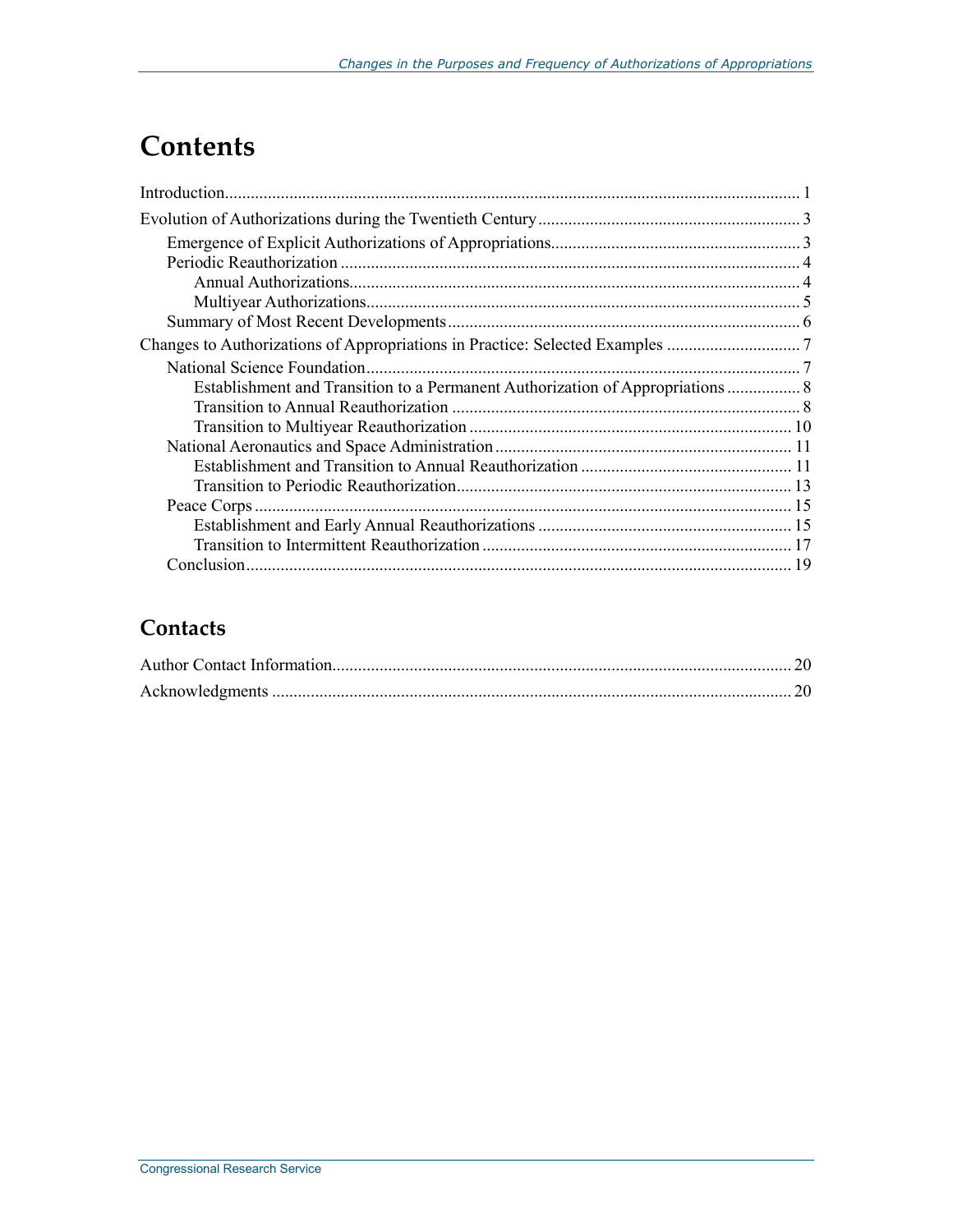# Contents

Introduction .......... 1

Evolution of Authorizations during the Twentieth Century .......... 3

- Emergence of Explicit Authorizations of Appropriations .......... 3
- Periodic Reauthorization .......... 4
  - Annual Authorizations .......... 4
  - Multiyear Authorizations .......... 5
- Summary of Most Recent Developments .......... 6

Changes to Authorizations of Appropriations in Practice: Selected Examples .......... 7

- National Science Foundation .......... 7
  - Establishment and Transition to a Permanent Authorization of Appropriations .......... 8
  - Transition to Annual Reauthorization .......... 8
  - Transition to Multiyear Reauthorization .......... 10
- National Aeronautics and Space Administration .......... 11
  - Establishment and Transition to Annual Reauthorization .......... 11
  - Transition to Periodic Reauthorization .......... 13
- Peace Corps .......... 15
  - Establishment and Early Annual Reauthorizations .......... 15
  - Transition to Intermittent Reauthorization .......... 17
- Conclusion .......... 19

## Contacts

Author Contact Information .......... 20

Acknowledgments .......... 20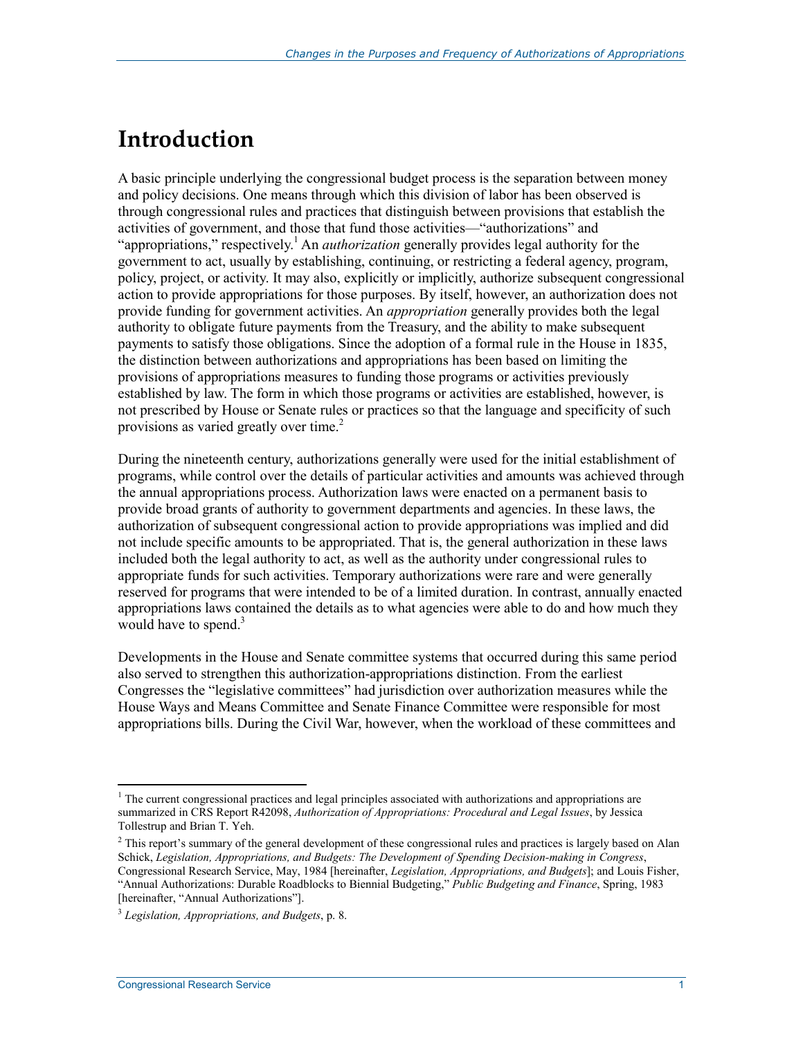# Introduction

A basic principle underlying the congressional budget process is the separation between money and policy decisions. One means through which this division of labor has been observed is through congressional rules and practices that distinguish between provisions that establish the activities of government, and those that fund those activities—"authorizations" and "appropriations," respectively.[1] An *authorization* generally provides legal authority for the government to act, usually by establishing, continuing, or restricting a federal agency, program, policy, project, or activity. It may also, explicitly or implicitly, authorize subsequent congressional action to provide appropriations for those purposes. By itself, however, an authorization does not provide funding for government activities. An *appropriation* generally provides both the legal authority to obligate future payments from the Treasury, and the ability to make subsequent payments to satisfy those obligations. Since the adoption of a formal rule in the House in 1835, the distinction between authorizations and appropriations has been based on limiting the provisions of appropriations measures to funding those programs or activities previously established by law. The form in which those programs or activities are established, however, is not prescribed by House or Senate rules or practices so that the language and specificity of such provisions as varied greatly over time.[2]

During the nineteenth century, authorizations generally were used for the initial establishment of programs, while control over the details of particular activities and amounts was achieved through the annual appropriations process. Authorization laws were enacted on a permanent basis to provide broad grants of authority to government departments and agencies. In these laws, the authorization of subsequent congressional action to provide appropriations was implied and did not include specific amounts to be appropriated. That is, the general authorization in these laws included both the legal authority to act, as well as the authority under congressional rules to appropriate funds for such activities. Temporary authorizations were rare and were generally reserved for programs that were intended to be of a limited duration. In contrast, annually enacted appropriations laws contained the details as to what agencies were able to do and how much they would have to spend.[3]

Developments in the House and Senate committee systems that occurred during this same period also served to strengthen this authorization-appropriations distinction. From the earliest Congresses the "legislative committees" had jurisdiction over authorization measures while the House Ways and Means Committee and Senate Finance Committee were responsible for most appropriations bills. During the Civil War, however, when the workload of these committees and

---

[1] The current congressional practices and legal principles associated with authorizations and appropriations are summarized in CRS Report R42098, *Authorization of Appropriations: Procedural and Legal Issues*, by Jessica Tollestrup and Brian T. Yeh.

[2] This report's summary of the general development of these congressional rules and practices is largely based on Alan Schick, *Legislation, Appropriations, and Budgets: The Development of Spending Decision-making in Congress*, Congressional Research Service, May, 1984 [hereinafter, *Legislation, Appropriations, and Budgets*]; and Louis Fisher, "Annual Authorizations: Durable Roadblocks to Biennial Budgeting," *Public Budgeting and Finance*, Spring, 1983 [hereinafter, "Annual Authorizations"].

[3] *Legislation, Appropriations, and Budgets*, p. 8.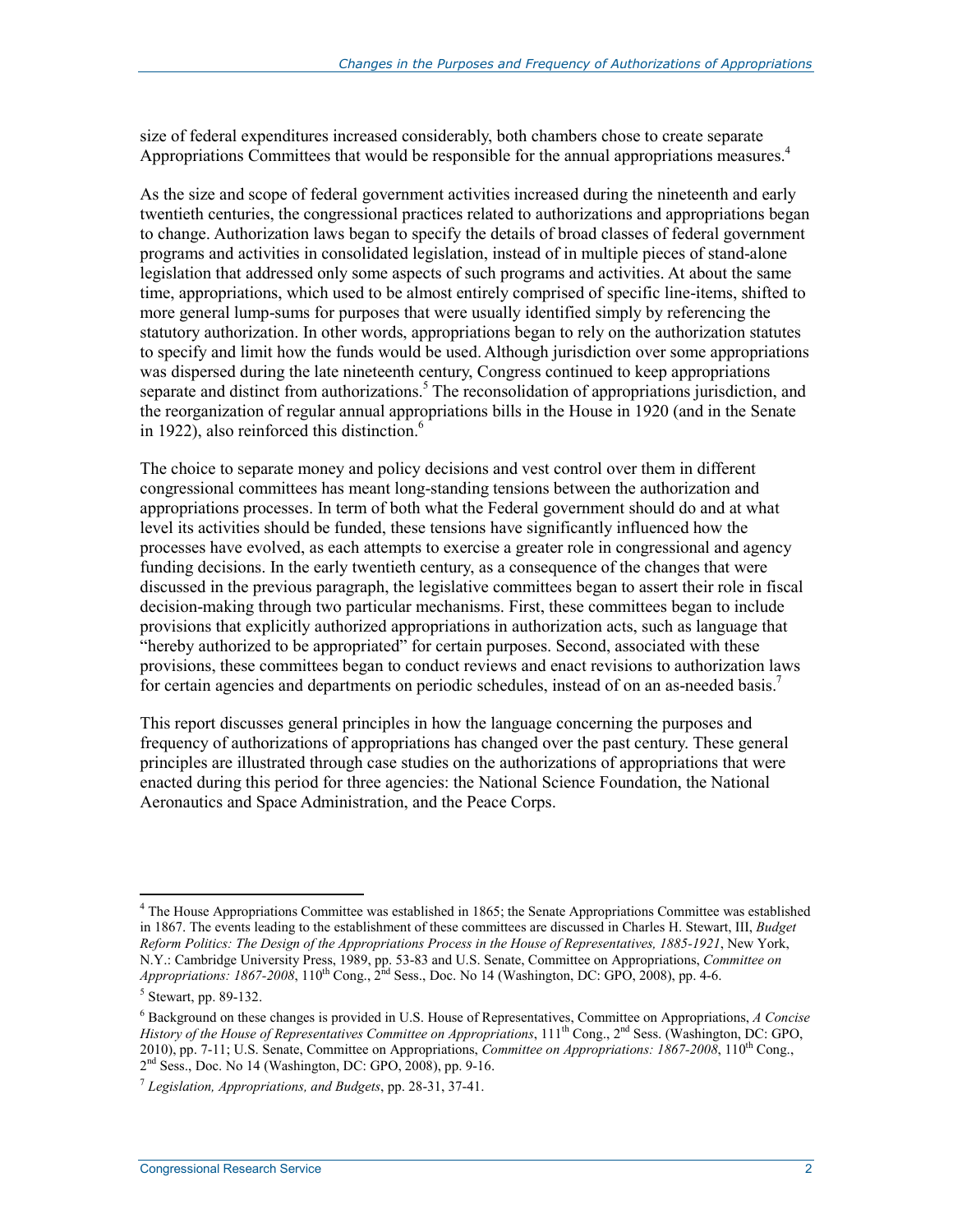size of federal expenditures increased considerably, both chambers chose to create separate Appropriations Committees that would be responsible for the annual appropriations measures.[4]

As the size and scope of federal government activities increased during the nineteenth and early twentieth centuries, the congressional practices related to authorizations and appropriations began to change. Authorization laws began to specify the details of broad classes of federal government programs and activities in consolidated legislation, instead of in multiple pieces of stand-alone legislation that addressed only some aspects of such programs and activities. At about the same time, appropriations, which used to be almost entirely comprised of specific line-items, shifted to more general lump-sums for purposes that were usually identified simply by referencing the statutory authorization. In other words, appropriations began to rely on the authorization statutes to specify and limit how the funds would be used. Although jurisdiction over some appropriations was dispersed during the late nineteenth century, Congress continued to keep appropriations separate and distinct from authorizations.[5] The reconsolidation of appropriations jurisdiction, and the reorganization of regular annual appropriations bills in the House in 1920 (and in the Senate in 1922), also reinforced this distinction.[6]

The choice to separate money and policy decisions and vest control over them in different congressional committees has meant long-standing tensions between the authorization and appropriations processes. In term of both what the Federal government should do and at what level its activities should be funded, these tensions have significantly influenced how the processes have evolved, as each attempts to exercise a greater role in congressional and agency funding decisions. In the early twentieth century, as a consequence of the changes that were discussed in the previous paragraph, the legislative committees began to assert their role in fiscal decision-making through two particular mechanisms. First, these committees began to include provisions that explicitly authorized appropriations in authorization acts, such as language that "hereby authorized to be appropriated" for certain purposes. Second, associated with these provisions, these committees began to conduct reviews and enact revisions to authorization laws for certain agencies and departments on periodic schedules, instead of on an as-needed basis.[7]

This report discusses general principles in how the language concerning the purposes and frequency of authorizations of appropriations has changed over the past century. These general principles are illustrated through case studies on the authorizations of appropriations that were enacted during this period for three agencies: the National Science Foundation, the National Aeronautics and Space Administration, and the Peace Corps.

---

[4] The House Appropriations Committee was established in 1865; the Senate Appropriations Committee was established in 1867. The events leading to the establishment of these committees are discussed in Charles H. Stewart, III, *Budget Reform Politics: The Design of the Appropriations Process in the House of Representatives, 1885-1921*, New York, N.Y.: Cambridge University Press, 1989, pp. 53-83 and U.S. Senate, Committee on Appropriations, *Committee on Appropriations: 1867-2008*, 110th Cong., 2nd Sess., Doc. No 14 (Washington, DC: GPO, 2008), pp. 4-6.

[5] Stewart, pp. 89-132.

[6] Background on these changes is provided in U.S. House of Representatives, Committee on Appropriations, *A Concise History of the House of Representatives Committee on Appropriations*, 111th Cong., 2nd Sess. (Washington, DC: GPO, 2010), pp. 7-11; U.S. Senate, Committee on Appropriations, *Committee on Appropriations: 1867-2008*, 110th Cong., 2nd Sess., Doc. No 14 (Washington, DC: GPO, 2008), pp. 9-16.

[7] *Legislation, Appropriations, and Budgets*, pp. 28-31, 37-41.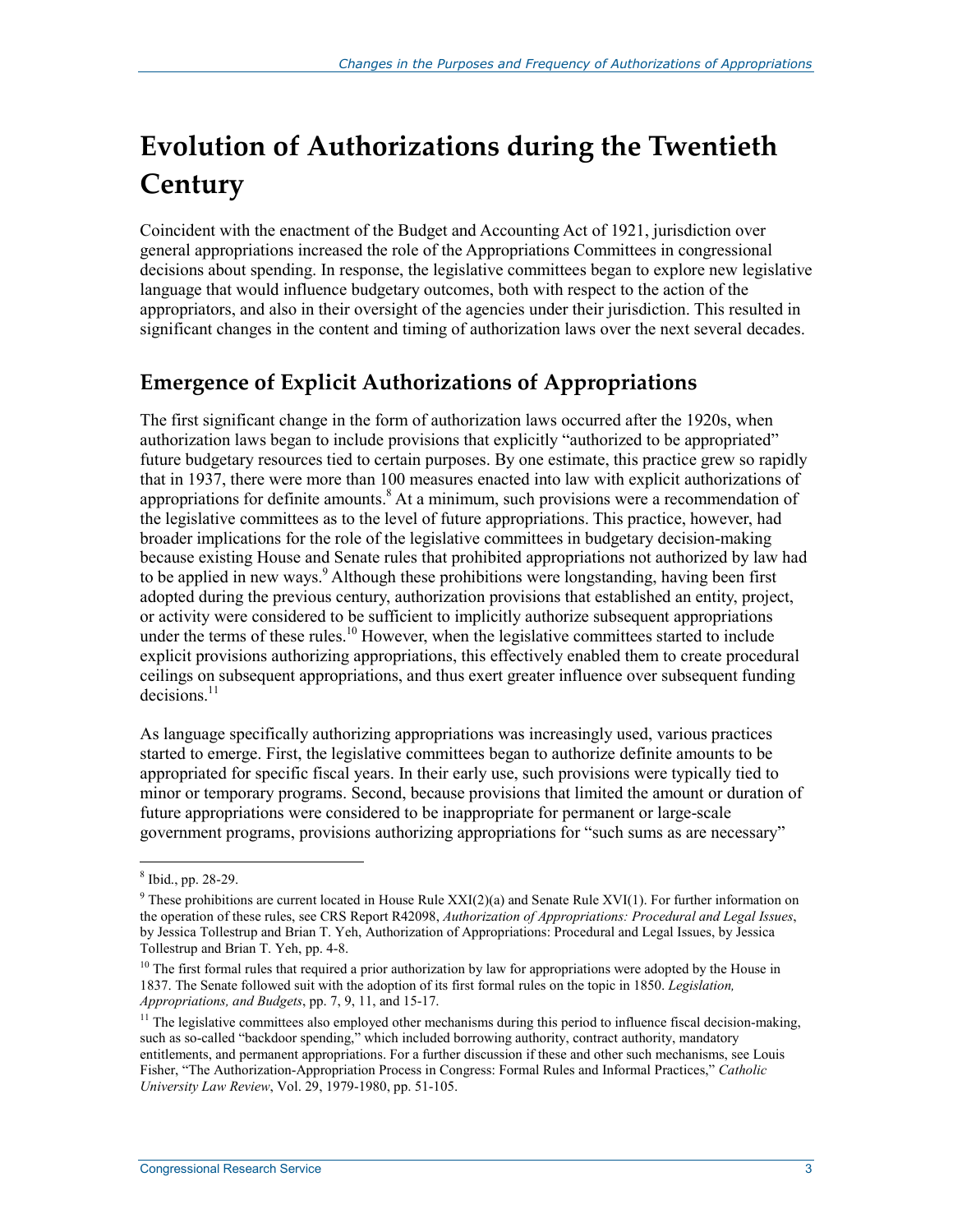# Evolution of Authorizations during the Twentieth Century

Coincident with the enactment of the Budget and Accounting Act of 1921, jurisdiction over general appropriations increased the role of the Appropriations Committees in congressional decisions about spending. In response, the legislative committees began to explore new legislative language that would influence budgetary outcomes, both with respect to the action of the appropriators, and also in their oversight of the agencies under their jurisdiction. This resulted in significant changes in the content and timing of authorization laws over the next several decades.

## Emergence of Explicit Authorizations of Appropriations

The first significant change in the form of authorization laws occurred after the 1920s, when authorization laws began to include provisions that explicitly "authorized to be appropriated" future budgetary resources tied to certain purposes. By one estimate, this practice grew so rapidly that in 1937, there were more than 100 measures enacted into law with explicit authorizations of appropriations for definite amounts.[8] At a minimum, such provisions were a recommendation of the legislative committees as to the level of future appropriations. This practice, however, had broader implications for the role of the legislative committees in budgetary decision-making because existing House and Senate rules that prohibited appropriations not authorized by law had to be applied in new ways.[9] Although these prohibitions were longstanding, having been first adopted during the previous century, authorization provisions that established an entity, project, or activity were considered to be sufficient to implicitly authorize subsequent appropriations under the terms of these rules.[10] However, when the legislative committees started to include explicit provisions authorizing appropriations, this effectively enabled them to create procedural ceilings on subsequent appropriations, and thus exert greater influence over subsequent funding decisions.[11]

As language specifically authorizing appropriations was increasingly used, various practices started to emerge. First, the legislative committees began to authorize definite amounts to be appropriated for specific fiscal years. In their early use, such provisions were typically tied to minor or temporary programs. Second, because provisions that limited the amount or duration of future appropriations were considered to be inappropriate for permanent or large-scale government programs, provisions authorizing appropriations for "such sums as are necessary"

---

[8] Ibid., pp. 28-29.

[9] These prohibitions are current located in House Rule XXI(2)(a) and Senate Rule XVI(1). For further information on the operation of these rules, see CRS Report R42098, *Authorization of Appropriations: Procedural and Legal Issues*, by Jessica Tollestrup and Brian T. Yeh, Authorization of Appropriations: Procedural and Legal Issues, by Jessica Tollestrup and Brian T. Yeh, pp. 4-8.

[10] The first formal rules that required a prior authorization by law for appropriations were adopted by the House in 1837. The Senate followed suit with the adoption of its first formal rules on the topic in 1850. *Legislation, Appropriations, and Budgets*, pp. 7, 9, 11, and 15-17.

[11] The legislative committees also employed other mechanisms during this period to influence fiscal decision-making, such as so-called "backdoor spending," which included borrowing authority, contract authority, mandatory entitlements, and permanent appropriations. For a further discussion if these and other such mechanisms, see Louis Fisher, "The Authorization-Appropriation Process in Congress: Formal Rules and Informal Practices," *Catholic University Law Review*, Vol. 29, 1979-1980, pp. 51-105.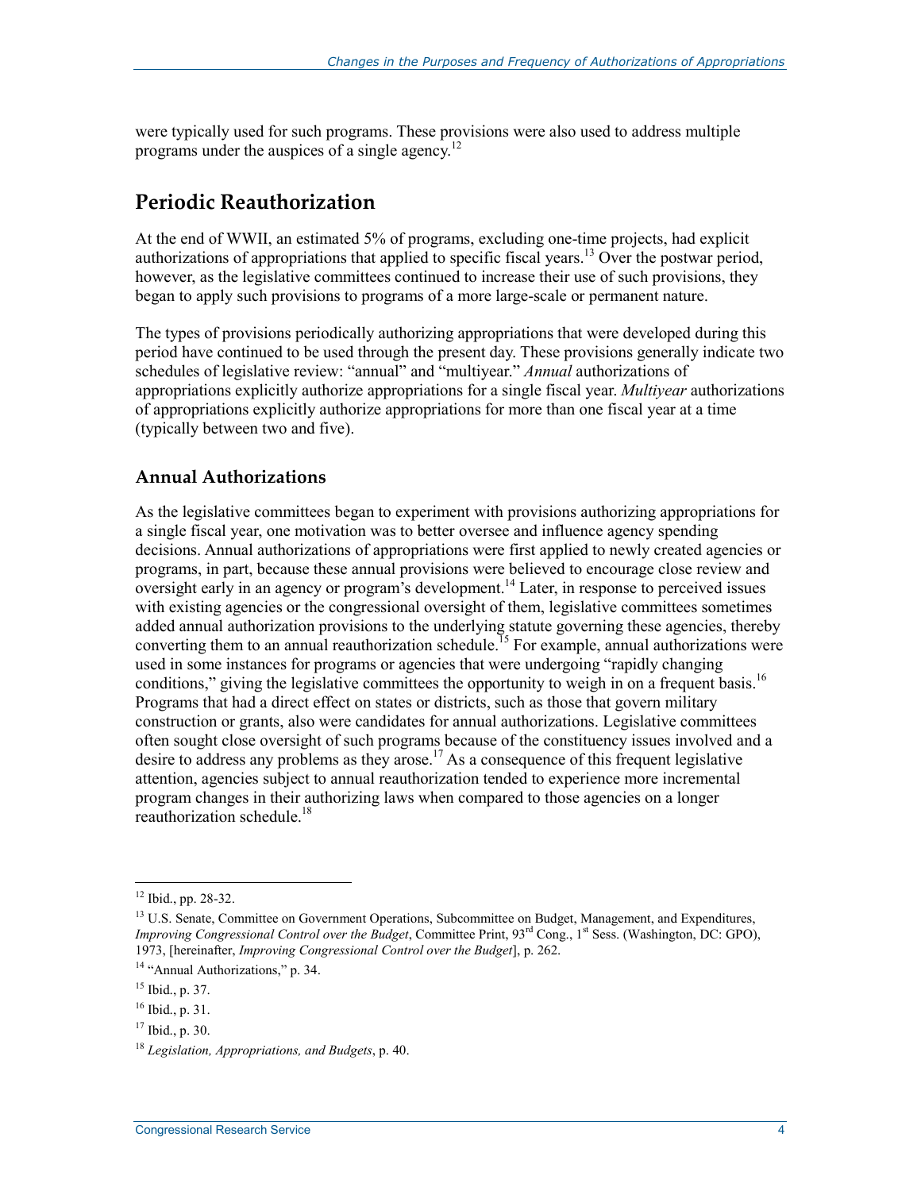were typically used for such programs. These provisions were also used to address multiple programs under the auspices of a single agency.[12]

## Periodic Reauthorization

At the end of WWII, an estimated 5% of programs, excluding one-time projects, had explicit authorizations of appropriations that applied to specific fiscal years.[13] Over the postwar period, however, as the legislative committees continued to increase their use of such provisions, they began to apply such provisions to programs of a more large-scale or permanent nature.

The types of provisions periodically authorizing appropriations that were developed during this period have continued to be used through the present day. These provisions generally indicate two schedules of legislative review: "annual" and "multiyear." *Annual* authorizations of appropriations explicitly authorize appropriations for a single fiscal year. *Multiyear* authorizations of appropriations explicitly authorize appropriations for more than one fiscal year at a time (typically between two and five).

### Annual Authorizations

As the legislative committees began to experiment with provisions authorizing appropriations for a single fiscal year, one motivation was to better oversee and influence agency spending decisions. Annual authorizations of appropriations were first applied to newly created agencies or programs, in part, because these annual provisions were believed to encourage close review and oversight early in an agency or program's development.[14] Later, in response to perceived issues with existing agencies or the congressional oversight of them, legislative committees sometimes added annual authorization provisions to the underlying statute governing these agencies, thereby converting them to an annual reauthorization schedule.[15] For example, annual authorizations were used in some instances for programs or agencies that were undergoing "rapidly changing conditions," giving the legislative committees the opportunity to weigh in on a frequent basis.[16] Programs that had a direct effect on states or districts, such as those that govern military construction or grants, also were candidates for annual authorizations. Legislative committees often sought close oversight of such programs because of the constituency issues involved and a desire to address any problems as they arose.[17] As a consequence of this frequent legislative attention, agencies subject to annual reauthorization tended to experience more incremental program changes in their authorizing laws when compared to those agencies on a longer reauthorization schedule.[18]

---

[12] Ibid., pp. 28-32.

[13] U.S. Senate, Committee on Government Operations, Subcommittee on Budget, Management, and Expenditures, *Improving Congressional Control over the Budget*, Committee Print, 93rd Cong., 1st Sess. (Washington, DC: GPO), 1973, [hereinafter, *Improving Congressional Control over the Budget*], p. 262.

[14] "Annual Authorizations," p. 34.

[15] Ibid., p. 37.

[16] Ibid., p. 31.

[17] Ibid., p. 30.

[18] *Legislation, Appropriations, and Budgets*, p. 40.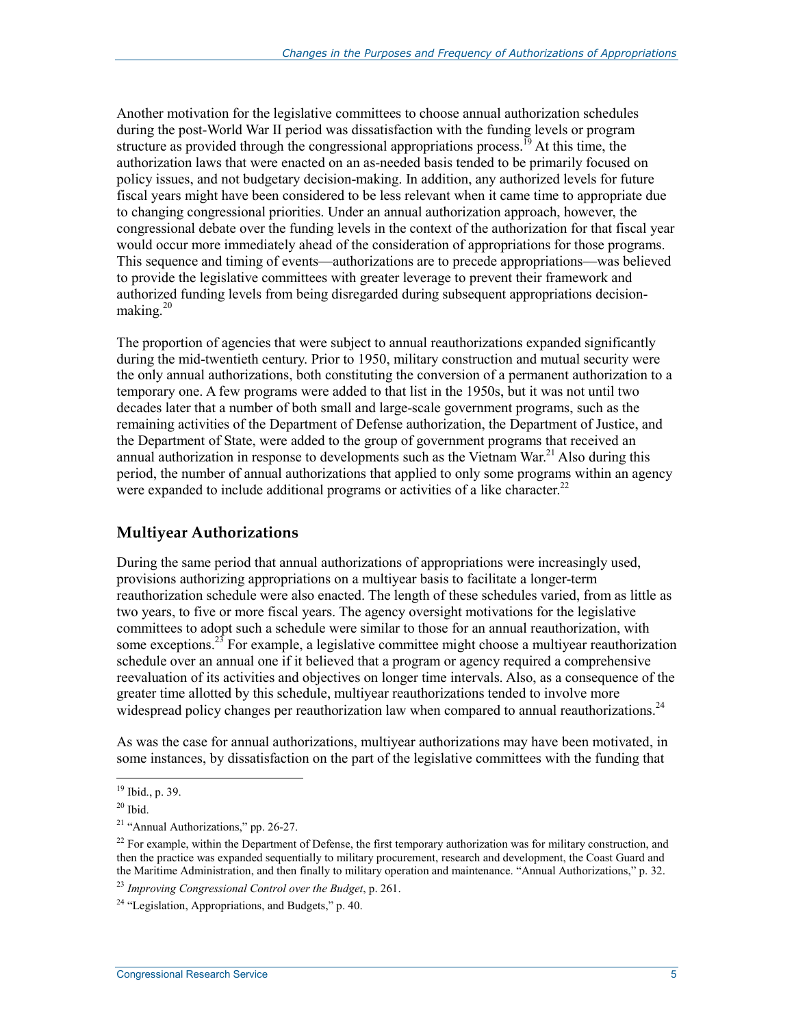Another motivation for the legislative committees to choose annual authorization schedules during the post-World War II period was dissatisfaction with the funding levels or program structure as provided through the congressional appropriations process.[19] At this time, the authorization laws that were enacted on an as-needed basis tended to be primarily focused on policy issues, and not budgetary decision-making. In addition, any authorized levels for future fiscal years might have been considered to be less relevant when it came time to appropriate due to changing congressional priorities. Under an annual authorization approach, however, the congressional debate over the funding levels in the context of the authorization for that fiscal year would occur more immediately ahead of the consideration of appropriations for those programs. This sequence and timing of events—authorizations are to precede appropriations—was believed to provide the legislative committees with greater leverage to prevent their framework and authorized funding levels from being disregarded during subsequent appropriations decision-making.[20]

The proportion of agencies that were subject to annual reauthorizations expanded significantly during the mid-twentieth century. Prior to 1950, military construction and mutual security were the only annual authorizations, both constituting the conversion of a permanent authorization to a temporary one. A few programs were added to that list in the 1950s, but it was not until two decades later that a number of both small and large-scale government programs, such as the remaining activities of the Department of Defense authorization, the Department of Justice, and the Department of State, were added to the group of government programs that received an annual authorization in response to developments such as the Vietnam War.[21] Also during this period, the number of annual authorizations that applied to only some programs within an agency were expanded to include additional programs or activities of a like character.[22]

## Multiyear Authorizations

During the same period that annual authorizations of appropriations were increasingly used, provisions authorizing appropriations on a multiyear basis to facilitate a longer-term reauthorization schedule were also enacted. The length of these schedules varied, from as little as two years, to five or more fiscal years. The agency oversight motivations for the legislative committees to adopt such a schedule were similar to those for an annual reauthorization, with some exceptions.[23] For example, a legislative committee might choose a multiyear reauthorization schedule over an annual one if it believed that a program or agency required a comprehensive reevaluation of its activities and objectives on longer time intervals. Also, as a consequence of the greater time allotted by this schedule, multiyear reauthorizations tended to involve more widespread policy changes per reauthorization law when compared to annual reauthorizations.[24]

As was the case for annual authorizations, multiyear authorizations may have been motivated, in some instances, by dissatisfaction on the part of the legislative committees with the funding that

---

[19] Ibid., p. 39.

[20] Ibid.

[21] "Annual Authorizations," pp. 26-27.

[22] For example, within the Department of Defense, the first temporary authorization was for military construction, and then the practice was expanded sequentially to military procurement, research and development, the Coast Guard and the Maritime Administration, and then finally to military operation and maintenance. "Annual Authorizations," p. 32.

[23] *Improving Congressional Control over the Budget*, p. 261.

[24] "Legislation, Appropriations, and Budgets," p. 40.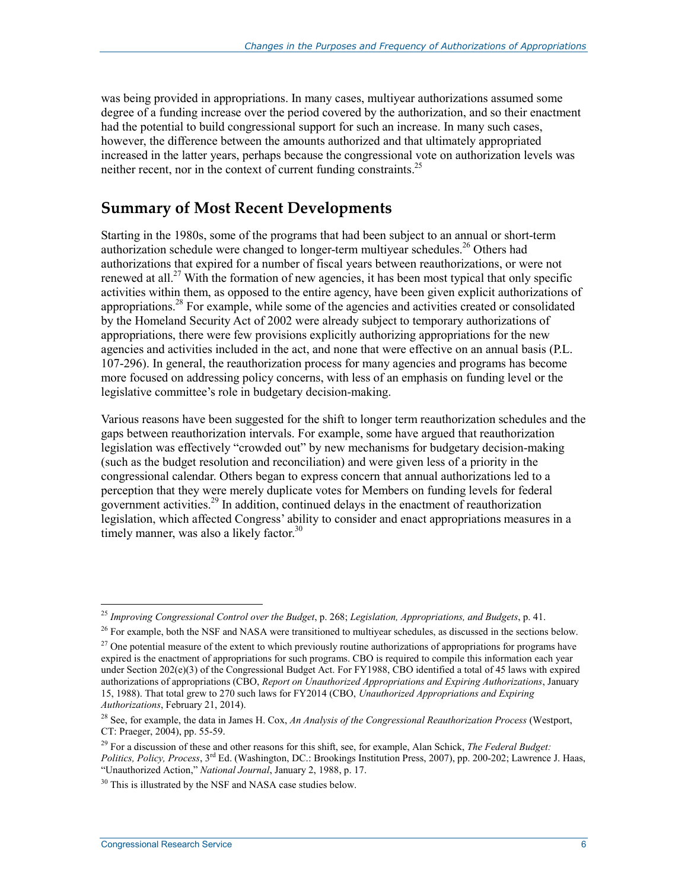was being provided in appropriations. In many cases, multiyear authorizations assumed some degree of a funding increase over the period covered by the authorization, and so their enactment had the potential to build congressional support for such an increase. In many such cases, however, the difference between the amounts authorized and that ultimately appropriated increased in the latter years, perhaps because the congressional vote on authorization levels was neither recent, nor in the context of current funding constraints.[25]

## Summary of Most Recent Developments

Starting in the 1980s, some of the programs that had been subject to an annual or short-term authorization schedule were changed to longer-term multiyear schedules.[26] Others had authorizations that expired for a number of fiscal years between reauthorizations, or were not renewed at all.[27] With the formation of new agencies, it has been most typical that only specific activities within them, as opposed to the entire agency, have been given explicit authorizations of appropriations.[28] For example, while some of the agencies and activities created or consolidated by the Homeland Security Act of 2002 were already subject to temporary authorizations of appropriations, there were few provisions explicitly authorizing appropriations for the new agencies and activities included in the act, and none that were effective on an annual basis (P.L. 107-296). In general, the reauthorization process for many agencies and programs has become more focused on addressing policy concerns, with less of an emphasis on funding level or the legislative committee's role in budgetary decision-making.

Various reasons have been suggested for the shift to longer term reauthorization schedules and the gaps between reauthorization intervals. For example, some have argued that reauthorization legislation was effectively "crowded out" by new mechanisms for budgetary decision-making (such as the budget resolution and reconciliation) and were given less of a priority in the congressional calendar. Others began to express concern that annual authorizations led to a perception that they were merely duplicate votes for Members on funding levels for federal government activities.[29] In addition, continued delays in the enactment of reauthorization legislation, which affected Congress' ability to consider and enact appropriations measures in a timely manner, was also a likely factor.[30]

---

[25] *Improving Congressional Control over the Budget*, p. 268; *Legislation, Appropriations, and Budgets*, p. 41.

[26] For example, both the NSF and NASA were transitioned to multiyear schedules, as discussed in the sections below.

[27] One potential measure of the extent to which previously routine authorizations of appropriations for programs have expired is the enactment of appropriations for such programs. CBO is required to compile this information each year under Section 202(e)(3) of the Congressional Budget Act. For FY1988, CBO identified a total of 45 laws with expired authorizations of appropriations (CBO, *Report on Unauthorized Appropriations and Expiring Authorizations*, January 15, 1988). That total grew to 270 such laws for FY2014 (CBO, *Unauthorized Appropriations and Expiring Authorizations*, February 21, 2014).

[28] See, for example, the data in James H. Cox, *An Analysis of the Congressional Reauthorization Process* (Westport, CT: Praeger, 2004), pp. 55-59.

[29] For a discussion of these and other reasons for this shift, see, for example, Alan Schick, *The Federal Budget: Politics, Policy, Process*, 3rd Ed. (Washington, DC.: Brookings Institution Press, 2007), pp. 200-202; Lawrence J. Haas, "Unauthorized Action," *National Journal*, January 2, 1988, p. 17.

[30] This is illustrated by the NSF and NASA case studies below.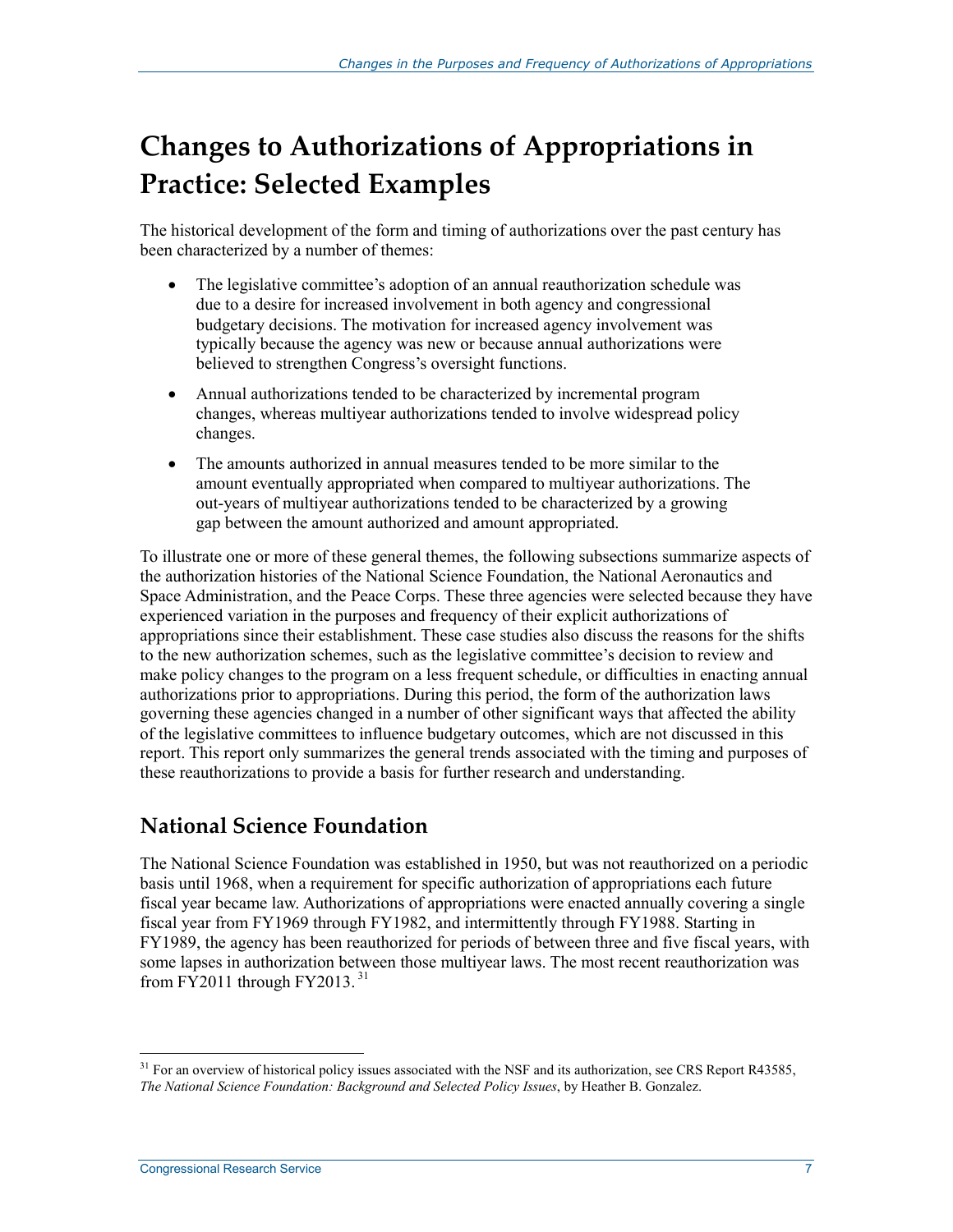# Changes to Authorizations of Appropriations in Practice: Selected Examples

The historical development of the form and timing of authorizations over the past century has been characterized by a number of themes:

- The legislative committee's adoption of an annual reauthorization schedule was due to a desire for increased involvement in both agency and congressional budgetary decisions. The motivation for increased agency involvement was typically because the agency was new or because annual authorizations were believed to strengthen Congress's oversight functions.
- Annual authorizations tended to be characterized by incremental program changes, whereas multiyear authorizations tended to involve widespread policy changes.
- The amounts authorized in annual measures tended to be more similar to the amount eventually appropriated when compared to multiyear authorizations. The out-years of multiyear authorizations tended to be characterized by a growing gap between the amount authorized and amount appropriated.

To illustrate one or more of these general themes, the following subsections summarize aspects of the authorization histories of the National Science Foundation, the National Aeronautics and Space Administration, and the Peace Corps. These three agencies were selected because they have experienced variation in the purposes and frequency of their explicit authorizations of appropriations since their establishment. These case studies also discuss the reasons for the shifts to the new authorization schemes, such as the legislative committee's decision to review and make policy changes to the program on a less frequent schedule, or difficulties in enacting annual authorizations prior to appropriations. During this period, the form of the authorization laws governing these agencies changed in a number of other significant ways that affected the ability of the legislative committees to influence budgetary outcomes, which are not discussed in this report. This report only summarizes the general trends associated with the timing and purposes of these reauthorizations to provide a basis for further research and understanding.

## National Science Foundation

The National Science Foundation was established in 1950, but was not reauthorized on a periodic basis until 1968, when a requirement for specific authorization of appropriations each future fiscal year became law. Authorizations of appropriations were enacted annually covering a single fiscal year from FY1969 through FY1982, and intermittently through FY1988. Starting in FY1989, the agency has been reauthorized for periods of between three and five fiscal years, with some lapses in authorization between those multiyear laws. The most recent reauthorization was from FY2011 through FY2013.[31]

[31] For an overview of historical policy issues associated with the NSF and its authorization, see CRS Report R43585, *The National Science Foundation: Background and Selected Policy Issues*, by Heather B. Gonzalez.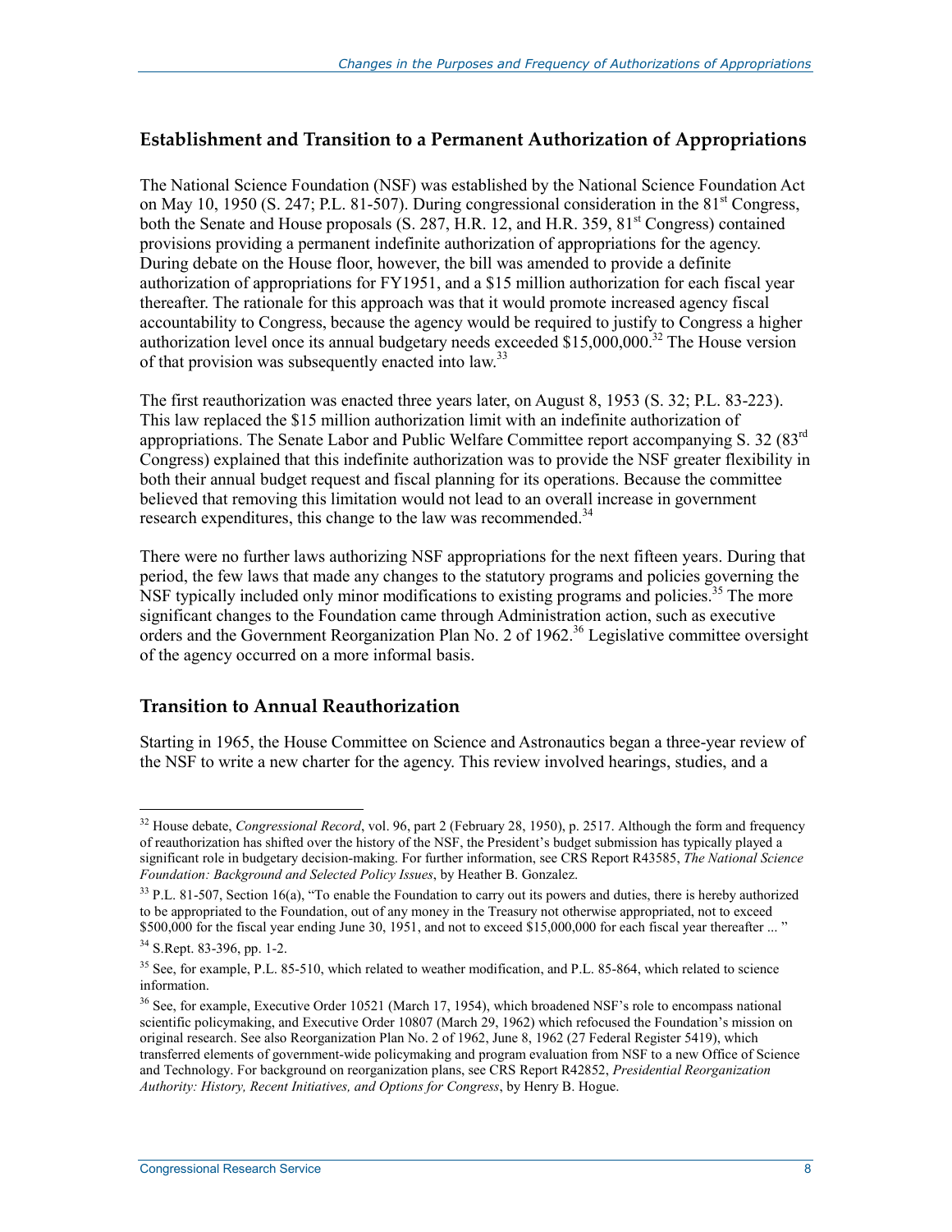## Establishment and Transition to a Permanent Authorization of Appropriations

The National Science Foundation (NSF) was established by the National Science Foundation Act on May 10, 1950 (S. 247; P.L. 81-507). During congressional consideration in the 81st Congress, both the Senate and House proposals (S. 287, H.R. 12, and H.R. 359, 81st Congress) contained provisions providing a permanent indefinite authorization of appropriations for the agency. During debate on the House floor, however, the bill was amended to provide a definite authorization of appropriations for FY1951, and a $15 million authorization for each fiscal year thereafter. The rationale for this approach was that it would promote increased agency fiscal accountability to Congress, because the agency would be required to justify to Congress a higher authorization level once its annual budgetary needs exceeded $15,000,000.[32] The House version of that provision was subsequently enacted into law.[33]

The first reauthorization was enacted three years later, on August 8, 1953 (S. 32; P.L. 83-223). This law replaced the $15 million authorization limit with an indefinite authorization of appropriations. The Senate Labor and Public Welfare Committee report accompanying S. 32 (83rd Congress) explained that this indefinite authorization was to provide the NSF greater flexibility in both their annual budget request and fiscal planning for its operations. Because the committee believed that removing this limitation would not lead to an overall increase in government research expenditures, this change to the law was recommended.[34]

There were no further laws authorizing NSF appropriations for the next fifteen years. During that period, the few laws that made any changes to the statutory programs and policies governing the NSF typically included only minor modifications to existing programs and policies.[35] The more significant changes to the Foundation came through Administration action, such as executive orders and the Government Reorganization Plan No. 2 of 1962.[36] Legislative committee oversight of the agency occurred on a more informal basis.

## Transition to Annual Reauthorization

Starting in 1965, the House Committee on Science and Astronautics began a three-year review of the NSF to write a new charter for the agency. This review involved hearings, studies, and a

---

[32] House debate, *Congressional Record*, vol. 96, part 2 (February 28, 1950), p. 2517. Although the form and frequency of reauthorization has shifted over the history of the NSF, the President's budget submission has typically played a significant role in budgetary decision-making. For further information, see CRS Report R43585, *The National Science Foundation: Background and Selected Policy Issues*, by Heather B. Gonzalez.

[33] P.L. 81-507, Section 16(a), "To enable the Foundation to carry out its powers and duties, there is hereby authorized to be appropriated to the Foundation, out of any money in the Treasury not otherwise appropriated, not to exceed $500,000 for the fiscal year ending June 30, 1951, and not to exceed $15,000,000 for each fiscal year thereafter ... "

[34] S.Rept. 83-396, pp. 1-2.

[35] See, for example, P.L. 85-510, which related to weather modification, and P.L. 85-864, which related to science information.

[36] See, for example, Executive Order 10521 (March 17, 1954), which broadened NSF's role to encompass national scientific policymaking, and Executive Order 10807 (March 29, 1962) which refocused the Foundation's mission on original research. See also Reorganization Plan No. 2 of 1962, June 8, 1962 (27 Federal Register 5419), which transferred elements of government-wide policymaking and program evaluation from NSF to a new Office of Science and Technology. For background on reorganization plans, see CRS Report R42852, *Presidential Reorganization Authority: History, Recent Initiatives, and Options for Congress*, by Henry B. Hogue.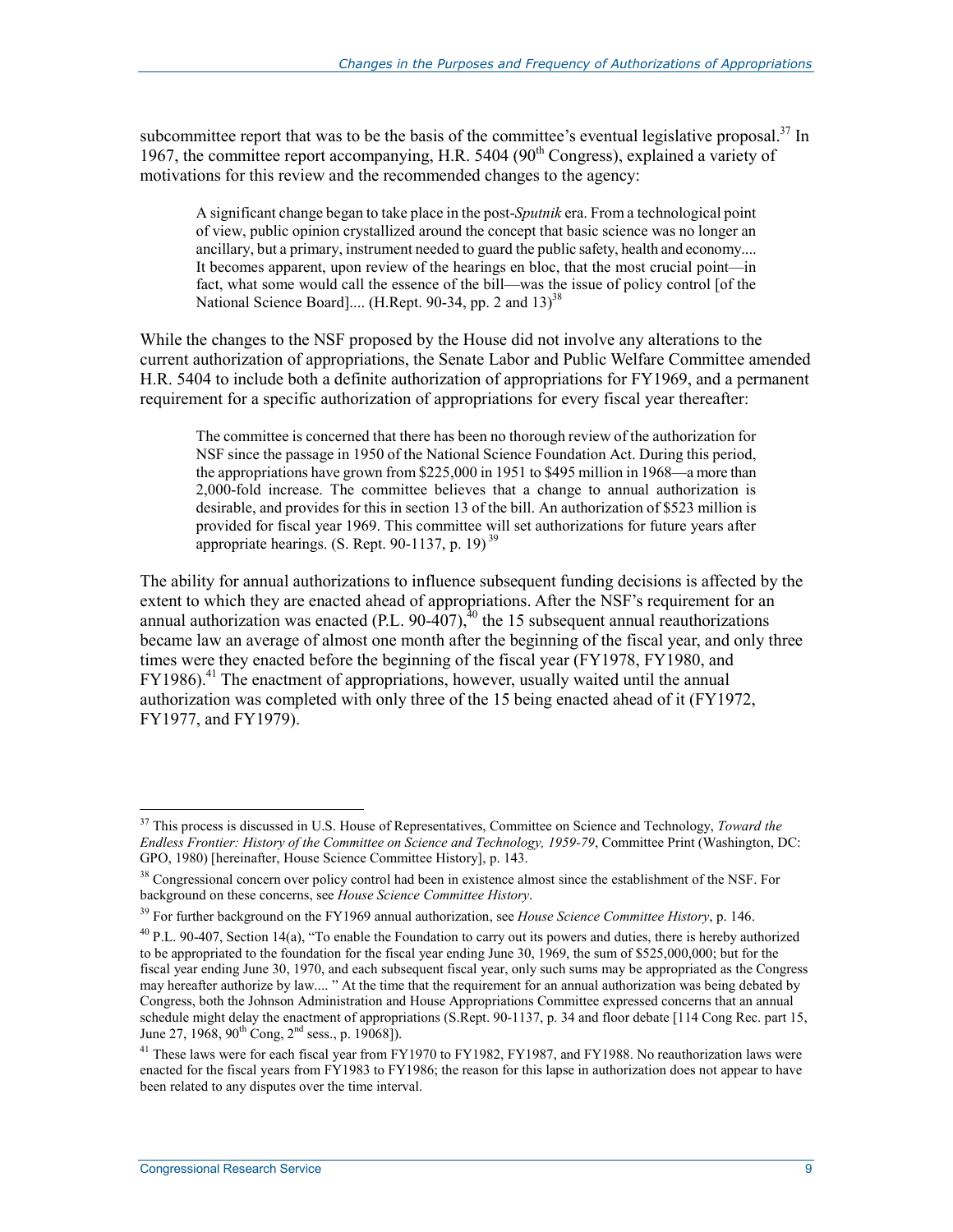subcommittee report that was to be the basis of the committee's eventual legislative proposal.[37] In 1967, the committee report accompanying, H.R. 5404 (90th Congress), explained a variety of motivations for this review and the recommended changes to the agency:

> A significant change began to take place in the post-*Sputnik* era. From a technological point of view, public opinion crystallized around the concept that basic science was no longer an ancillary, but a primary, instrument needed to guard the public safety, health and economy.... It becomes apparent, upon review of the hearings en bloc, that the most crucial point—in fact, what some would call the essence of the bill—was the issue of policy control [of the National Science Board].... (H.Rept. 90-34, pp. 2 and 13)[38]

While the changes to the NSF proposed by the House did not involve any alterations to the current authorization of appropriations, the Senate Labor and Public Welfare Committee amended H.R. 5404 to include both a definite authorization of appropriations for FY1969, and a permanent requirement for a specific authorization of appropriations for every fiscal year thereafter:

> The committee is concerned that there has been no thorough review of the authorization for NSF since the passage in 1950 of the National Science Foundation Act. During this period, the appropriations have grown from $225,000 in 1951 to $495 million in 1968—a more than 2,000-fold increase. The committee believes that a change to annual authorization is desirable, and provides for this in section 13 of the bill. An authorization of $523 million is provided for fiscal year 1969. This committee will set authorizations for future years after appropriate hearings. (S. Rept. 90-1137, p. 19)[39]

The ability for annual authorizations to influence subsequent funding decisions is affected by the extent to which they are enacted ahead of appropriations. After the NSF's requirement for an annual authorization was enacted (P.L. 90-407),[40] the 15 subsequent annual reauthorizations became law an average of almost one month after the beginning of the fiscal year, and only three times were they enacted before the beginning of the fiscal year (FY1978, FY1980, and FY1986).[41] The enactment of appropriations, however, usually waited until the annual authorization was completed with only three of the 15 being enacted ahead of it (FY1972, FY1977, and FY1979).

---

[37] This process is discussed in U.S. House of Representatives, Committee on Science and Technology, *Toward the Endless Frontier: History of the Committee on Science and Technology, 1959-79*, Committee Print (Washington, DC: GPO, 1980) [hereinafter, House Science Committee History], p. 143.

[38] Congressional concern over policy control had been in existence almost since the establishment of the NSF. For background on these concerns, see *House Science Committee History*.

[39] For further background on the FY1969 annual authorization, see *House Science Committee History*, p. 146.

[40] P.L. 90-407, Section 14(a), "To enable the Foundation to carry out its powers and duties, there is hereby authorized to be appropriated to the foundation for the fiscal year ending June 30, 1969, the sum of $525,000,000; but for the fiscal year ending June 30, 1970, and each subsequent fiscal year, only such sums may be appropriated as the Congress may hereafter authorize by law.... " At the time that the requirement for an annual authorization was being debated by Congress, both the Johnson Administration and House Appropriations Committee expressed concerns that an annual schedule might delay the enactment of appropriations (S.Rept. 90-1137, p. 34 and floor debate [114 Cong Rec. part 15, June 27, 1968, 90th Cong, 2nd sess., p. 19068]).

[41] These laws were for each fiscal year from FY1970 to FY1982, FY1987, and FY1988. No reauthorization laws were enacted for the fiscal years from FY1983 to FY1986; the reason for this lapse in authorization does not appear to have been related to any disputes over the time interval.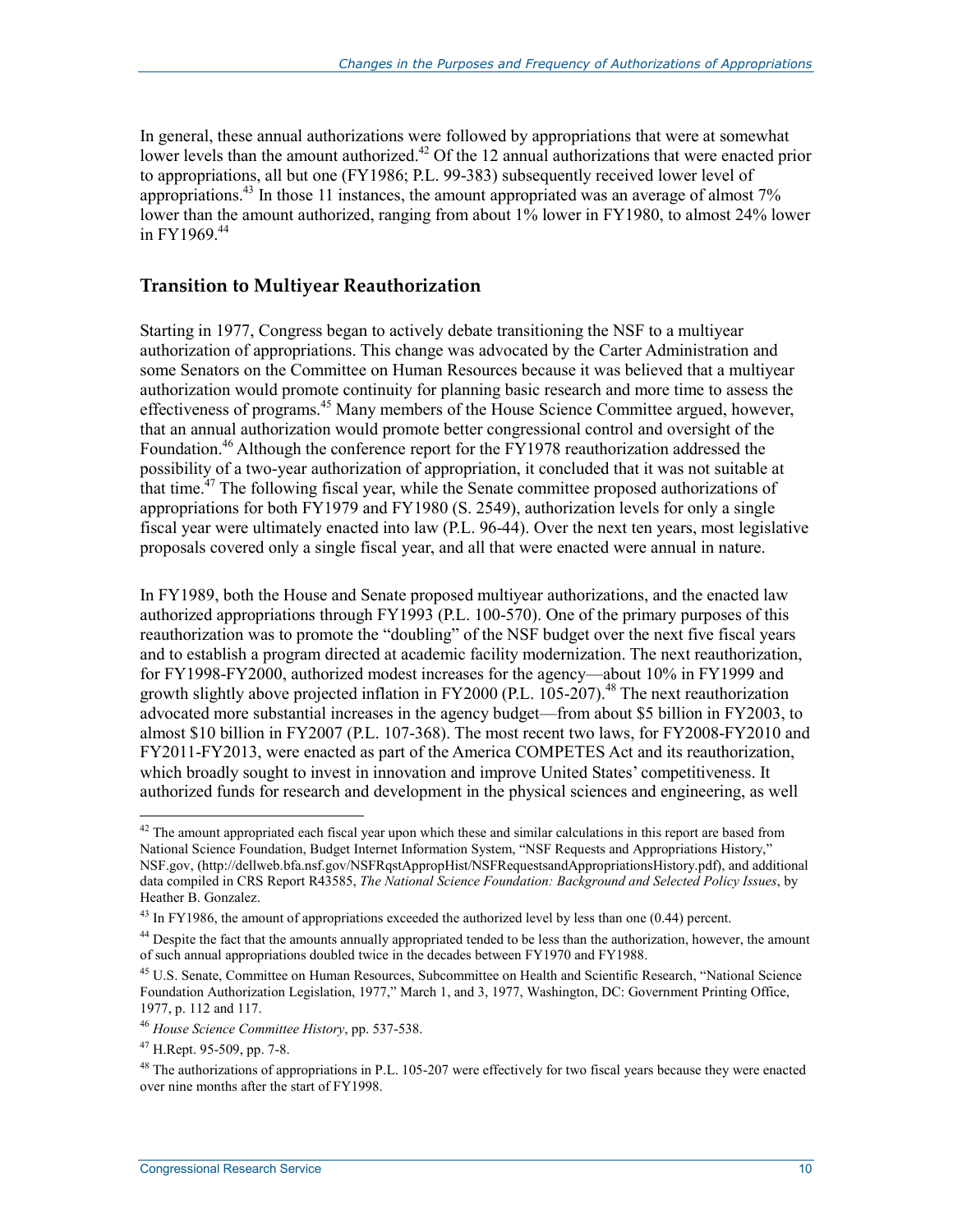In general, these annual authorizations were followed by appropriations that were at somewhat lower levels than the amount authorized.[42] Of the 12 annual authorizations that were enacted prior to appropriations, all but one (FY1986; P.L. 99-383) subsequently received lower level of appropriations.[43] In those 11 instances, the amount appropriated was an average of almost 7% lower than the amount authorized, ranging from about 1% lower in FY1980, to almost 24% lower in FY1969.[44]

### Transition to Multiyear Reauthorization

Starting in 1977, Congress began to actively debate transitioning the NSF to a multiyear authorization of appropriations. This change was advocated by the Carter Administration and some Senators on the Committee on Human Resources because it was believed that a multiyear authorization would promote continuity for planning basic research and more time to assess the effectiveness of programs.[45] Many members of the House Science Committee argued, however, that an annual authorization would promote better congressional control and oversight of the Foundation.[46] Although the conference report for the FY1978 reauthorization addressed the possibility of a two-year authorization of appropriation, it concluded that it was not suitable at that time.[47] The following fiscal year, while the Senate committee proposed authorizations of appropriations for both FY1979 and FY1980 (S. 2549), authorization levels for only a single fiscal year were ultimately enacted into law (P.L. 96-44). Over the next ten years, most legislative proposals covered only a single fiscal year, and all that were enacted were annual in nature.

In FY1989, both the House and Senate proposed multiyear authorizations, and the enacted law authorized appropriations through FY1993 (P.L. 100-570). One of the primary purposes of this reauthorization was to promote the "doubling" of the NSF budget over the next five fiscal years and to establish a program directed at academic facility modernization. The next reauthorization, for FY1998-FY2000, authorized modest increases for the agency—about 10% in FY1999 and growth slightly above projected inflation in FY2000 (P.L. 105-207).[48] The next reauthorization advocated more substantial increases in the agency budget—from about $5 billion in FY2003, to almost $10 billion in FY2007 (P.L. 107-368). The most recent two laws, for FY2008-FY2010 and FY2011-FY2013, were enacted as part of the America COMPETES Act and its reauthorization, which broadly sought to invest in innovation and improve United States' competitiveness. It authorized funds for research and development in the physical sciences and engineering, as well

---

[42] The amount appropriated each fiscal year upon which these and similar calculations in this report are based from National Science Foundation, Budget Internet Information System, "NSF Requests and Appropriations History," NSF.gov, (http://dellweb.bfa.nsf.gov/NSFRqstAppropHist/NSFRequestsandAppropriationsHistory.pdf), and additional data compiled in CRS Report R43585, *The National Science Foundation: Background and Selected Policy Issues*, by Heather B. Gonzalez.

[43] In FY1986, the amount of appropriations exceeded the authorized level by less than one (0.44) percent.

[44] Despite the fact that the amounts annually appropriated tended to be less than the authorization, however, the amount of such annual appropriations doubled twice in the decades between FY1970 and FY1988.

[45] U.S. Senate, Committee on Human Resources, Subcommittee on Health and Scientific Research, "National Science Foundation Authorization Legislation, 1977," March 1, and 3, 1977, Washington, DC: Government Printing Office, 1977, p. 112 and 117.

[46] *House Science Committee History*, pp. 537-538.

[47] H.Rept. 95-509, pp. 7-8.

[48] The authorizations of appropriations in P.L. 105-207 were effectively for two fiscal years because they were enacted over nine months after the start of FY1998.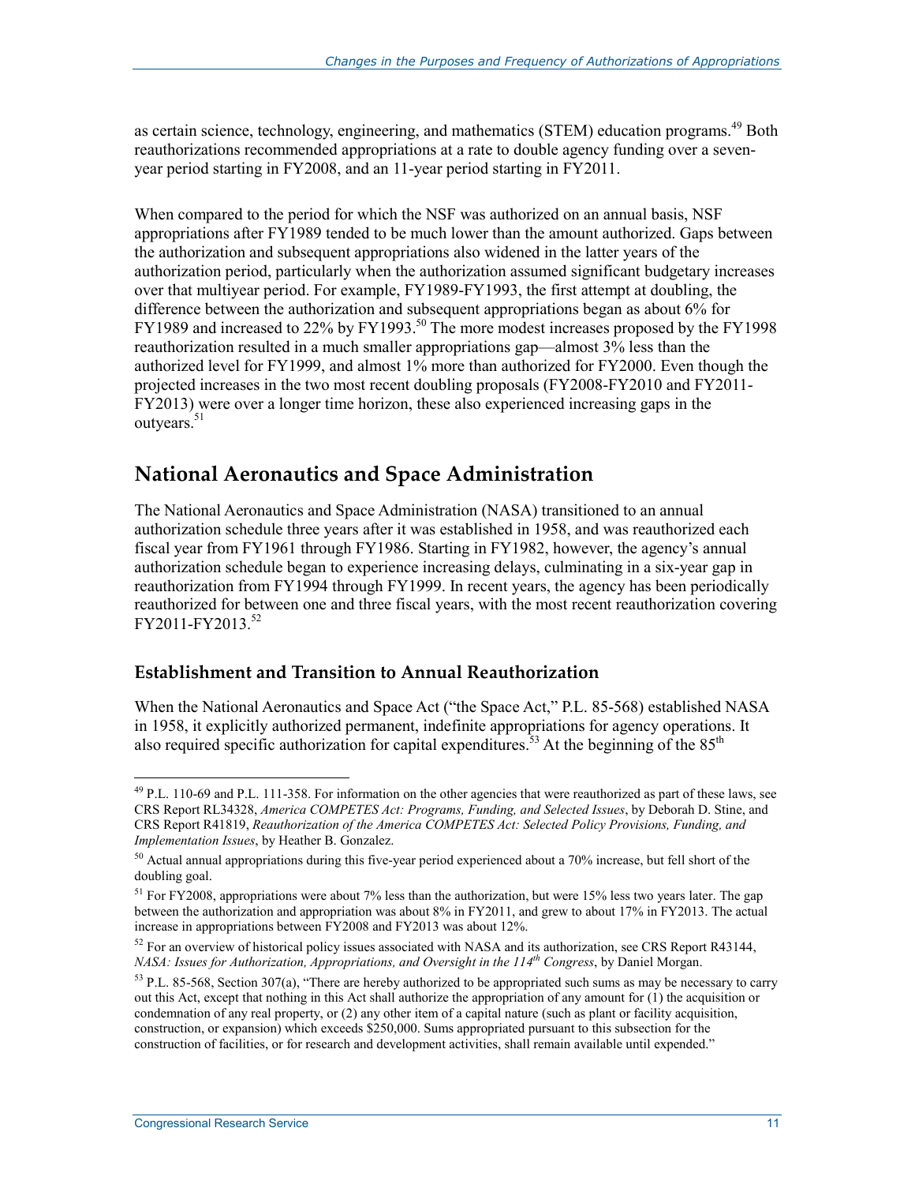as certain science, technology, engineering, and mathematics (STEM) education programs.[49] Both reauthorizations recommended appropriations at a rate to double agency funding over a seven-year period starting in FY2008, and an 11-year period starting in FY2011.

When compared to the period for which the NSF was authorized on an annual basis, NSF appropriations after FY1989 tended to be much lower than the amount authorized. Gaps between the authorization and subsequent appropriations also widened in the latter years of the authorization period, particularly when the authorization assumed significant budgetary increases over that multiyear period. For example, FY1989-FY1993, the first attempt at doubling, the difference between the authorization and subsequent appropriations began as about 6% for FY1989 and increased to 22% by FY1993.[50] The more modest increases proposed by the FY1998 reauthorization resulted in a much smaller appropriations gap—almost 3% less than the authorized level for FY1999, and almost 1% more than authorized for FY2000. Even though the projected increases in the two most recent doubling proposals (FY2008-FY2010 and FY2011-FY2013) were over a longer time horizon, these also experienced increasing gaps in the outyears.[51]

## National Aeronautics and Space Administration

The National Aeronautics and Space Administration (NASA) transitioned to an annual authorization schedule three years after it was established in 1958, and was reauthorized each fiscal year from FY1961 through FY1986. Starting in FY1982, however, the agency's annual authorization schedule began to experience increasing delays, culminating in a six-year gap in reauthorization from FY1994 through FY1999. In recent years, the agency has been periodically reauthorized for between one and three fiscal years, with the most recent reauthorization covering FY2011-FY2013.[52]

### Establishment and Transition to Annual Reauthorization

When the National Aeronautics and Space Act ("the Space Act," P.L. 85-568) established NASA in 1958, it explicitly authorized permanent, indefinite appropriations for agency operations. It also required specific authorization for capital expenditures.[53] At the beginning of the 85th

---

[49] P.L. 110-69 and P.L. 111-358. For information on the other agencies that were reauthorized as part of these laws, see CRS Report RL34328, *America COMPETES Act: Programs, Funding, and Selected Issues*, by Deborah D. Stine, and CRS Report R41819, *Reauthorization of the America COMPETES Act: Selected Policy Provisions, Funding, and Implementation Issues*, by Heather B. Gonzalez.

[50] Actual annual appropriations during this five-year period experienced about a 70% increase, but fell short of the doubling goal.

[51] For FY2008, appropriations were about 7% less than the authorization, but were 15% less two years later. The gap between the authorization and appropriation was about 8% in FY2011, and grew to about 17% in FY2013. The actual increase in appropriations between FY2008 and FY2013 was about 12%.

[52] For an overview of historical policy issues associated with NASA and its authorization, see CRS Report R43144, *NASA: Issues for Authorization, Appropriations, and Oversight in the 114th Congress*, by Daniel Morgan.

[53] P.L. 85-568, Section 307(a), "There are hereby authorized to be appropriated such sums as may be necessary to carry out this Act, except that nothing in this Act shall authorize the appropriation of any amount for (1) the acquisition or condemnation of any real property, or (2) any other item of a capital nature (such as plant or facility acquisition, construction, or expansion) which exceeds $250,000. Sums appropriated pursuant to this subsection for the construction of facilities, or for research and development activities, shall remain available until expended."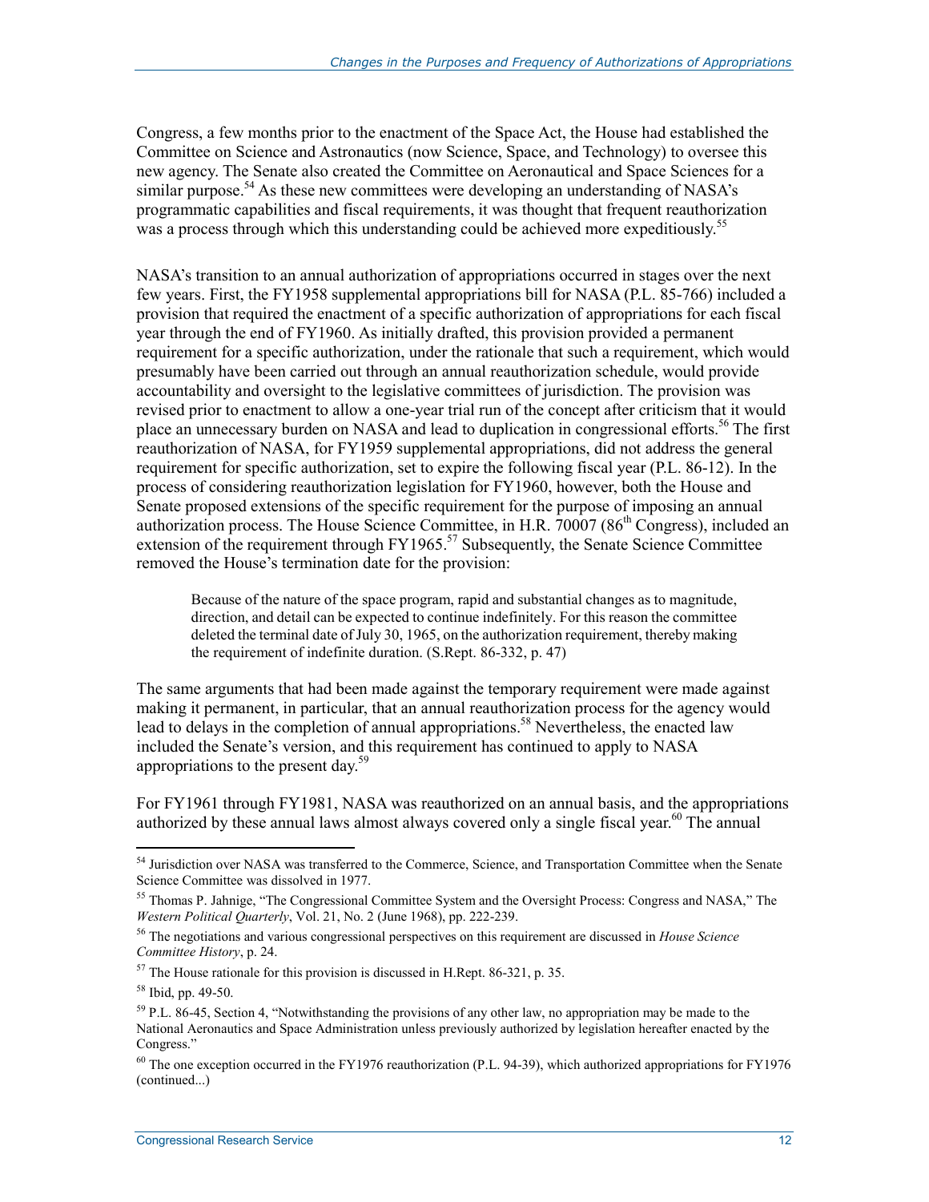Congress, a few months prior to the enactment of the Space Act, the House had established the Committee on Science and Astronautics (now Science, Space, and Technology) to oversee this new agency. The Senate also created the Committee on Aeronautical and Space Sciences for a similar purpose.[54] As these new committees were developing an understanding of NASA's programmatic capabilities and fiscal requirements, it was thought that frequent reauthorization was a process through which this understanding could be achieved more expeditiously.[55]

NASA's transition to an annual authorization of appropriations occurred in stages over the next few years. First, the FY1958 supplemental appropriations bill for NASA (P.L. 85-766) included a provision that required the enactment of a specific authorization of appropriations for each fiscal year through the end of FY1960. As initially drafted, this provision provided a permanent requirement for a specific authorization, under the rationale that such a requirement, which would presumably have been carried out through an annual reauthorization schedule, would provide accountability and oversight to the legislative committees of jurisdiction. The provision was revised prior to enactment to allow a one-year trial run of the concept after criticism that it would place an unnecessary burden on NASA and lead to duplication in congressional efforts.[56] The first reauthorization of NASA, for FY1959 supplemental appropriations, did not address the general requirement for specific authorization, set to expire the following fiscal year (P.L. 86-12). In the process of considering reauthorization legislation for FY1960, however, both the House and Senate proposed extensions of the specific requirement for the purpose of imposing an annual authorization process. The House Science Committee, in H.R. 70007 (86th Congress), included an extension of the requirement through FY1965.[57] Subsequently, the Senate Science Committee removed the House's termination date for the provision:

> Because of the nature of the space program, rapid and substantial changes as to magnitude, direction, and detail can be expected to continue indefinitely. For this reason the committee deleted the terminal date of July 30, 1965, on the authorization requirement, thereby making the requirement of indefinite duration. (S.Rept. 86-332, p. 47)

The same arguments that had been made against the temporary requirement were made against making it permanent, in particular, that an annual reauthorization process for the agency would lead to delays in the completion of annual appropriations.[58] Nevertheless, the enacted law included the Senate's version, and this requirement has continued to apply to NASA appropriations to the present day.[59]

For FY1961 through FY1981, NASA was reauthorized on an annual basis, and the appropriations authorized by these annual laws almost always covered only a single fiscal year.[60] The annual

---

[54] Jurisdiction over NASA was transferred to the Commerce, Science, and Transportation Committee when the Senate Science Committee was dissolved in 1977.

[55] Thomas P. Jahnige, "The Congressional Committee System and the Oversight Process: Congress and NASA," The *Western Political Quarterly*, Vol. 21, No. 2 (June 1968), pp. 222-239.

[56] The negotiations and various congressional perspectives on this requirement are discussed in *House Science Committee History*, p. 24.

[57] The House rationale for this provision is discussed in H.Rept. 86-321, p. 35.

[58] Ibid, pp. 49-50.

[59] P.L. 86-45, Section 4, "Notwithstanding the provisions of any other law, no appropriation may be made to the National Aeronautics and Space Administration unless previously authorized by legislation hereafter enacted by the Congress."

[60] The one exception occurred in the FY1976 reauthorization (P.L. 94-39), which authorized appropriations for FY1976 (continued...)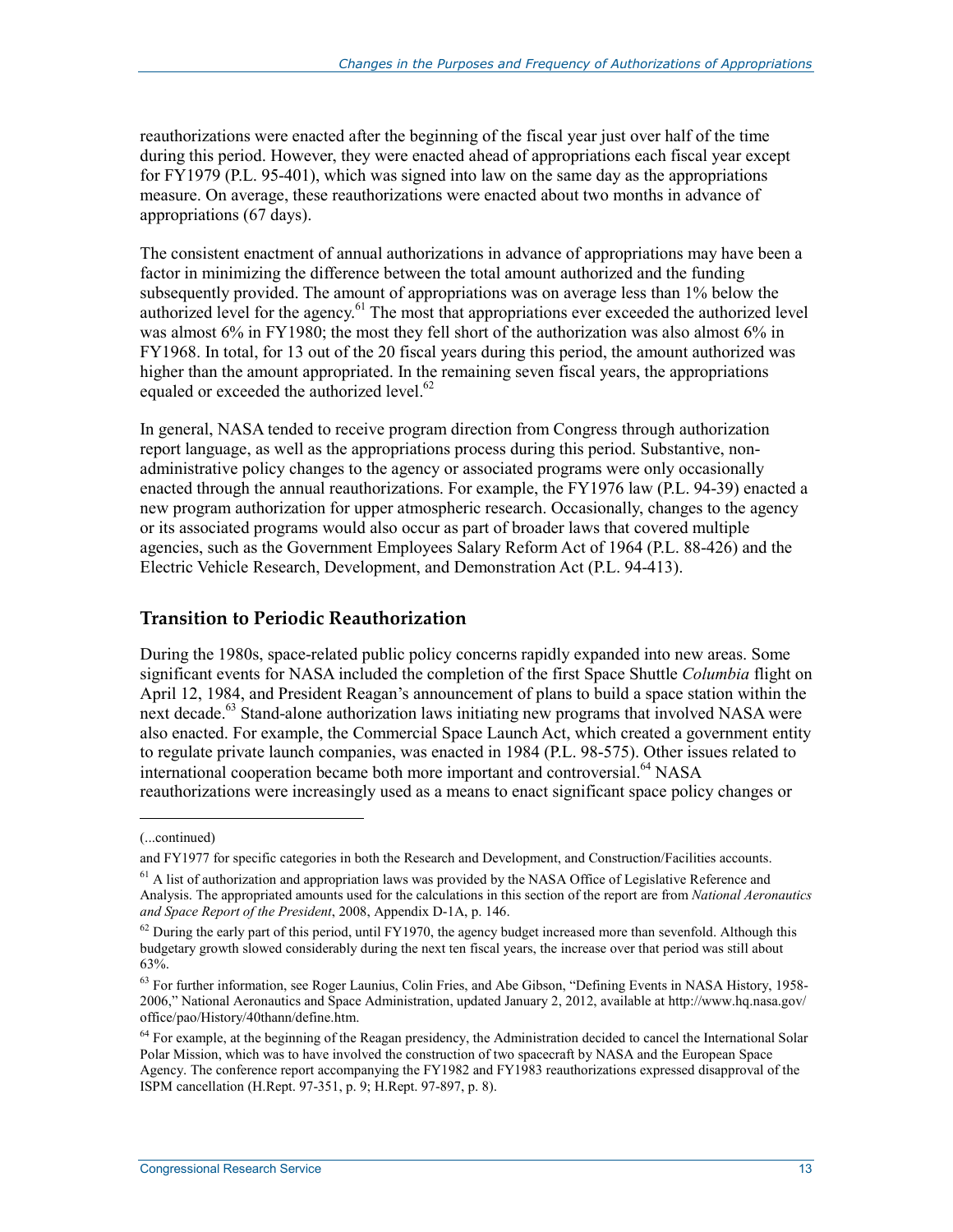reauthorizations were enacted after the beginning of the fiscal year just over half of the time during this period. However, they were enacted ahead of appropriations each fiscal year except for FY1979 (P.L. 95-401), which was signed into law on the same day as the appropriations measure. On average, these reauthorizations were enacted about two months in advance of appropriations (67 days).

The consistent enactment of annual authorizations in advance of appropriations may have been a factor in minimizing the difference between the total amount authorized and the funding subsequently provided. The amount of appropriations was on average less than 1% below the authorized level for the agency.[61] The most that appropriations ever exceeded the authorized level was almost 6% in FY1980; the most they fell short of the authorization was also almost 6% in FY1968. In total, for 13 out of the 20 fiscal years during this period, the amount authorized was higher than the amount appropriated. In the remaining seven fiscal years, the appropriations equaled or exceeded the authorized level.[62]

In general, NASA tended to receive program direction from Congress through authorization report language, as well as the appropriations process during this period. Substantive, non-administrative policy changes to the agency or associated programs were only occasionally enacted through the annual reauthorizations. For example, the FY1976 law (P.L. 94-39) enacted a new program authorization for upper atmospheric research. Occasionally, changes to the agency or its associated programs would also occur as part of broader laws that covered multiple agencies, such as the Government Employees Salary Reform Act of 1964 (P.L. 88-426) and the Electric Vehicle Research, Development, and Demonstration Act (P.L. 94-413).

## Transition to Periodic Reauthorization

During the 1980s, space-related public policy concerns rapidly expanded into new areas. Some significant events for NASA included the completion of the first Space Shuttle *Columbia* flight on April 12, 1984, and President Reagan's announcement of plans to build a space station within the next decade.[63] Stand-alone authorization laws initiating new programs that involved NASA were also enacted. For example, the Commercial Space Launch Act, which created a government entity to regulate private launch companies, was enacted in 1984 (P.L. 98-575). Other issues related to international cooperation became both more important and controversial.[64] NASA reauthorizations were increasingly used as a means to enact significant space policy changes or

---

(...continued)

and FY1977 for specific categories in both the Research and Development, and Construction/Facilities accounts.

[61] A list of authorization and appropriation laws was provided by the NASA Office of Legislative Reference and Analysis. The appropriated amounts used for the calculations in this section of the report are from *National Aeronautics and Space Report of the President*, 2008, Appendix D-1A, p. 146.

[62] During the early part of this period, until FY1970, the agency budget increased more than sevenfold. Although this budgetary growth slowed considerably during the next ten fiscal years, the increase over that period was still about 63%.

[63] For further information, see Roger Launius, Colin Fries, and Abe Gibson, "Defining Events in NASA History, 1958-2006," National Aeronautics and Space Administration, updated January 2, 2012, available at http://www.hq.nasa.gov/office/pao/History/40thann/define.htm.

[64] For example, at the beginning of the Reagan presidency, the Administration decided to cancel the International Solar Polar Mission, which was to have involved the construction of two spacecraft by NASA and the European Space Agency. The conference report accompanying the FY1982 and FY1983 reauthorizations expressed disapproval of the ISPM cancellation (H.Rept. 97-351, p. 9; H.Rept. 97-897, p. 8).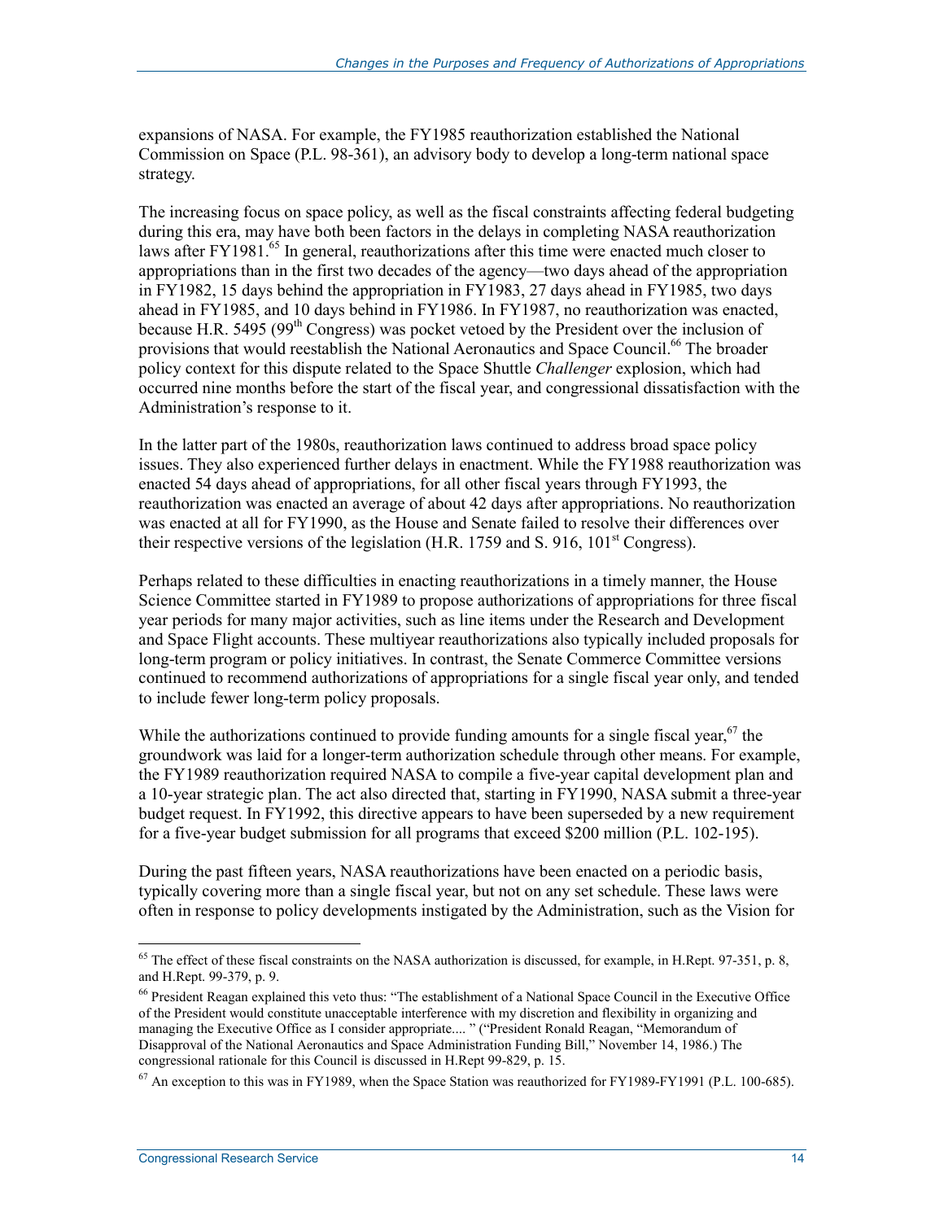expansions of NASA. For example, the FY1985 reauthorization established the National Commission on Space (P.L. 98-361), an advisory body to develop a long-term national space strategy.

The increasing focus on space policy, as well as the fiscal constraints affecting federal budgeting during this era, may have both been factors in the delays in completing NASA reauthorization laws after FY1981.[65] In general, reauthorizations after this time were enacted much closer to appropriations than in the first two decades of the agency—two days ahead of the appropriation in FY1982, 15 days behind the appropriation in FY1983, 27 days ahead in FY1985, two days ahead in FY1985, and 10 days behind in FY1986. In FY1987, no reauthorization was enacted, because H.R. 5495 (99th Congress) was pocket vetoed by the President over the inclusion of provisions that would reestablish the National Aeronautics and Space Council.[66] The broader policy context for this dispute related to the Space Shuttle *Challenger* explosion, which had occurred nine months before the start of the fiscal year, and congressional dissatisfaction with the Administration's response to it.

In the latter part of the 1980s, reauthorization laws continued to address broad space policy issues. They also experienced further delays in enactment. While the FY1988 reauthorization was enacted 54 days ahead of appropriations, for all other fiscal years through FY1993, the reauthorization was enacted an average of about 42 days after appropriations. No reauthorization was enacted at all for FY1990, as the House and Senate failed to resolve their differences over their respective versions of the legislation (H.R. 1759 and S. 916, 101st Congress).

Perhaps related to these difficulties in enacting reauthorizations in a timely manner, the House Science Committee started in FY1989 to propose authorizations of appropriations for three fiscal year periods for many major activities, such as line items under the Research and Development and Space Flight accounts. These multiyear reauthorizations also typically included proposals for long-term program or policy initiatives. In contrast, the Senate Commerce Committee versions continued to recommend authorizations of appropriations for a single fiscal year only, and tended to include fewer long-term policy proposals.

While the authorizations continued to provide funding amounts for a single fiscal year,[67] the groundwork was laid for a longer-term authorization schedule through other means. For example, the FY1989 reauthorization required NASA to compile a five-year capital development plan and a 10-year strategic plan. The act also directed that, starting in FY1990, NASA submit a three-year budget request. In FY1992, this directive appears to have been superseded by a new requirement for a five-year budget submission for all programs that exceed $200 million (P.L. 102-195).

During the past fifteen years, NASA reauthorizations have been enacted on a periodic basis, typically covering more than a single fiscal year, but not on any set schedule. These laws were often in response to policy developments instigated by the Administration, such as the Vision for

---

[65] The effect of these fiscal constraints on the NASA authorization is discussed, for example, in H.Rept. 97-351, p. 8, and H.Rept. 99-379, p. 9.

[66] President Reagan explained this veto thus: "The establishment of a National Space Council in the Executive Office of the President would constitute unacceptable interference with my discretion and flexibility in organizing and managing the Executive Office as I consider appropriate.... " ("President Ronald Reagan, "Memorandum of Disapproval of the National Aeronautics and Space Administration Funding Bill," November 14, 1986.) The congressional rationale for this Council is discussed in H.Rept 99-829, p. 15.

[67] An exception to this was in FY1989, when the Space Station was reauthorized for FY1989-FY1991 (P.L. 100-685).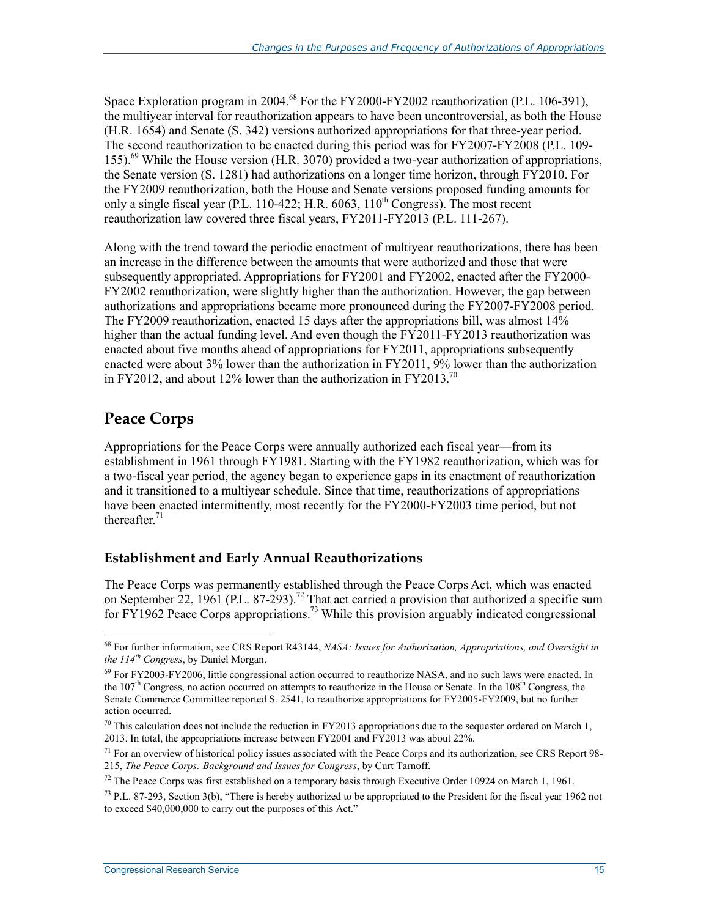Space Exploration program in 2004.[68] For the FY2000-FY2002 reauthorization (P.L. 106-391), the multiyear interval for reauthorization appears to have been uncontroversial, as both the House (H.R. 1654) and Senate (S. 342) versions authorized appropriations for that three-year period. The second reauthorization to be enacted during this period was for FY2007-FY2008 (P.L. 109-155).[69] While the House version (H.R. 3070) provided a two-year authorization of appropriations, the Senate version (S. 1281) had authorizations on a longer time horizon, through FY2010. For the FY2009 reauthorization, both the House and Senate versions proposed funding amounts for only a single fiscal year (P.L. 110-422; H.R. 6063, 110th Congress). The most recent reauthorization law covered three fiscal years, FY2011-FY2013 (P.L. 111-267).

Along with the trend toward the periodic enactment of multiyear reauthorizations, there has been an increase in the difference between the amounts that were authorized and those that were subsequently appropriated. Appropriations for FY2001 and FY2002, enacted after the FY2000-FY2002 reauthorization, were slightly higher than the authorization. However, the gap between authorizations and appropriations became more pronounced during the FY2007-FY2008 period. The FY2009 reauthorization, enacted 15 days after the appropriations bill, was almost 14% higher than the actual funding level. And even though the FY2011-FY2013 reauthorization was enacted about five months ahead of appropriations for FY2011, appropriations subsequently enacted were about 3% lower than the authorization in FY2011, 9% lower than the authorization in FY2012, and about 12% lower than the authorization in FY2013.[70]

## Peace Corps

Appropriations for the Peace Corps were annually authorized each fiscal year—from its establishment in 1961 through FY1981. Starting with the FY1982 reauthorization, which was for a two-fiscal year period, the agency began to experience gaps in its enactment of reauthorization and it transitioned to a multiyear schedule. Since that time, reauthorizations of appropriations have been enacted intermittently, most recently for the FY2000-FY2003 time period, but not thereafter.[71]

### Establishment and Early Annual Reauthorizations

The Peace Corps was permanently established through the Peace Corps Act, which was enacted on September 22, 1961 (P.L. 87-293).[72] That act carried a provision that authorized a specific sum for FY1962 Peace Corps appropriations.[73] While this provision arguably indicated congressional

---

[68] For further information, see CRS Report R43144, *NASA: Issues for Authorization, Appropriations, and Oversight in the 114th Congress*, by Daniel Morgan.

[69] For FY2003-FY2006, little congressional action occurred to reauthorize NASA, and no such laws were enacted. In the 107th Congress, no action occurred on attempts to reauthorize in the House or Senate. In the 108th Congress, the Senate Commerce Committee reported S. 2541, to reauthorize appropriations for FY2005-FY2009, but no further action occurred.

[70] This calculation does not include the reduction in FY2013 appropriations due to the sequester ordered on March 1, 2013. In total, the appropriations increase between FY2001 and FY2013 was about 22%.

[71] For an overview of historical policy issues associated with the Peace Corps and its authorization, see CRS Report 98-215, *The Peace Corps: Background and Issues for Congress*, by Curt Tarnoff.

[72] The Peace Corps was first established on a temporary basis through Executive Order 10924 on March 1, 1961.

[73] P.L. 87-293, Section 3(b), "There is hereby authorized to be appropriated to the President for the fiscal year 1962 not to exceed $40,000,000 to carry out the purposes of this Act."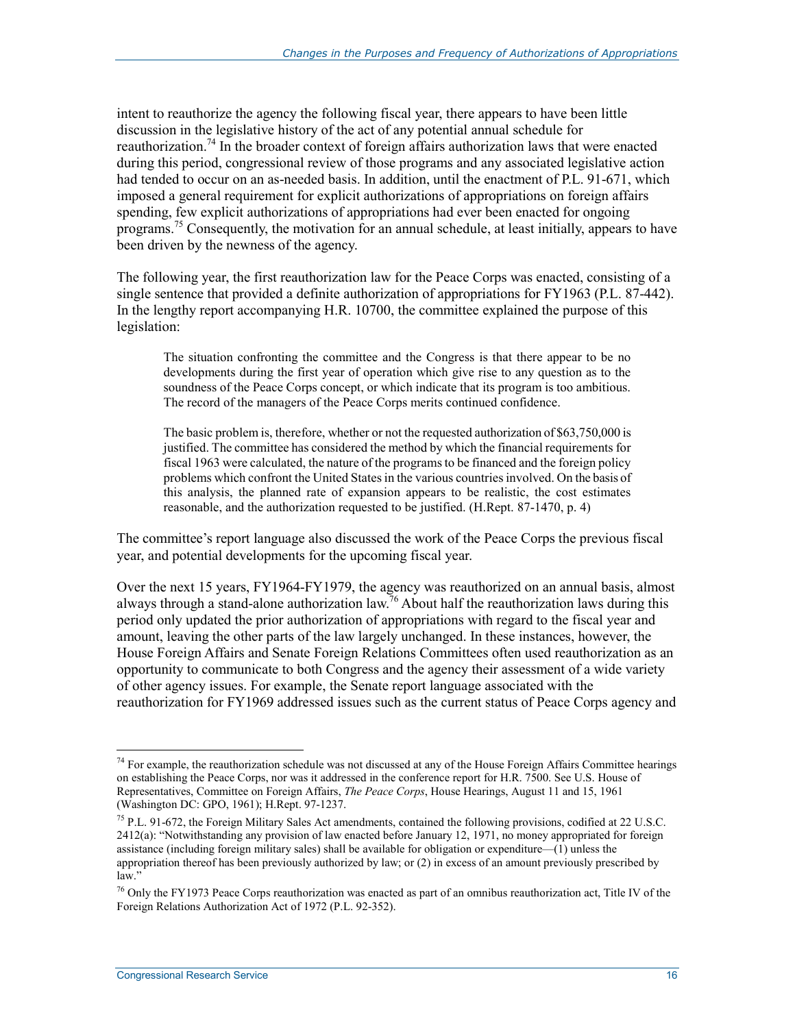intent to reauthorize the agency the following fiscal year, there appears to have been little discussion in the legislative history of the act of any potential annual schedule for reauthorization.[74] In the broader context of foreign affairs authorization laws that were enacted during this period, congressional review of those programs and any associated legislative action had tended to occur on an as-needed basis. In addition, until the enactment of P.L. 91-671, which imposed a general requirement for explicit authorizations of appropriations on foreign affairs spending, few explicit authorizations of appropriations had ever been enacted for ongoing programs.[75] Consequently, the motivation for an annual schedule, at least initially, appears to have been driven by the newness of the agency.

The following year, the first reauthorization law for the Peace Corps was enacted, consisting of a single sentence that provided a definite authorization of appropriations for FY1963 (P.L. 87-442). In the lengthy report accompanying H.R. 10700, the committee explained the purpose of this legislation:

> The situation confronting the committee and the Congress is that there appear to be no developments during the first year of operation which give rise to any question as to the soundness of the Peace Corps concept, or which indicate that its program is too ambitious. The record of the managers of the Peace Corps merits continued confidence.
>
> The basic problem is, therefore, whether or not the requested authorization of $63,750,000 is justified. The committee has considered the method by which the financial requirements for fiscal 1963 were calculated, the nature of the programs to be financed and the foreign policy problems which confront the United States in the various countries involved. On the basis of this analysis, the planned rate of expansion appears to be realistic, the cost estimates reasonable, and the authorization requested to be justified. (H.Rept. 87-1470, p. 4)

The committee's report language also discussed the work of the Peace Corps the previous fiscal year, and potential developments for the upcoming fiscal year.

Over the next 15 years, FY1964-FY1979, the agency was reauthorized on an annual basis, almost always through a stand-alone authorization law.[76] About half the reauthorization laws during this period only updated the prior authorization of appropriations with regard to the fiscal year and amount, leaving the other parts of the law largely unchanged. In these instances, however, the House Foreign Affairs and Senate Foreign Relations Committees often used reauthorization as an opportunity to communicate to both Congress and the agency their assessment of a wide variety of other agency issues. For example, the Senate report language associated with the reauthorization for FY1969 addressed issues such as the current status of Peace Corps agency and

---

[74] For example, the reauthorization schedule was not discussed at any of the House Foreign Affairs Committee hearings on establishing the Peace Corps, nor was it addressed in the conference report for H.R. 7500. See U.S. House of Representatives, Committee on Foreign Affairs, *The Peace Corps*, House Hearings, August 11 and 15, 1961 (Washington DC: GPO, 1961); H.Rept. 97-1237.

[75] P.L. 91-672, the Foreign Military Sales Act amendments, contained the following provisions, codified at 22 U.S.C. 2412(a): "Notwithstanding any provision of law enacted before January 12, 1971, no money appropriated for foreign assistance (including foreign military sales) shall be available for obligation or expenditure—(1) unless the appropriation thereof has been previously authorized by law; or (2) in excess of an amount previously prescribed by law."

[76] Only the FY1973 Peace Corps reauthorization was enacted as part of an omnibus reauthorization act, Title IV of the Foreign Relations Authorization Act of 1972 (P.L. 92-352).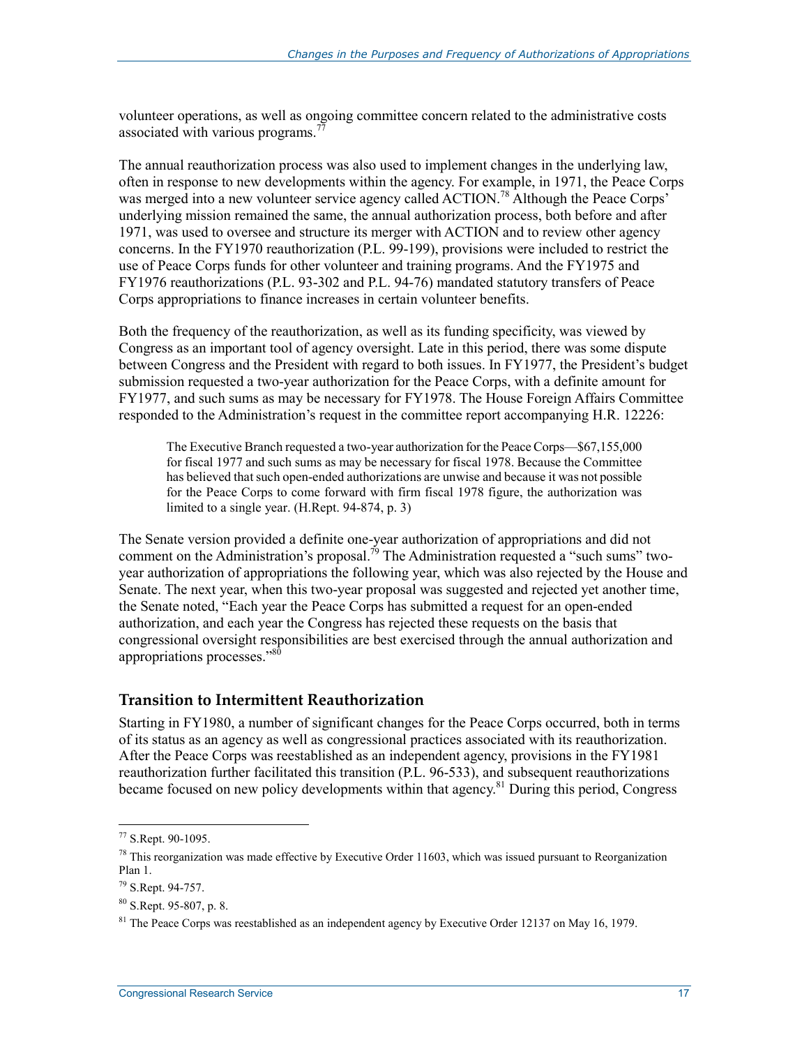volunteer operations, as well as ongoing committee concern related to the administrative costs associated with various programs.[77]

The annual reauthorization process was also used to implement changes in the underlying law, often in response to new developments within the agency. For example, in 1971, the Peace Corps was merged into a new volunteer service agency called ACTION.[78] Although the Peace Corps' underlying mission remained the same, the annual authorization process, both before and after 1971, was used to oversee and structure its merger with ACTION and to review other agency concerns. In the FY1970 reauthorization (P.L. 99-199), provisions were included to restrict the use of Peace Corps funds for other volunteer and training programs. And the FY1975 and FY1976 reauthorizations (P.L. 93-302 and P.L. 94-76) mandated statutory transfers of Peace Corps appropriations to finance increases in certain volunteer benefits.

Both the frequency of the reauthorization, as well as its funding specificity, was viewed by Congress as an important tool of agency oversight. Late in this period, there was some dispute between Congress and the President with regard to both issues. In FY1977, the President's budget submission requested a two-year authorization for the Peace Corps, with a definite amount for FY1977, and such sums as may be necessary for FY1978. The House Foreign Affairs Committee responded to the Administration's request in the committee report accompanying H.R. 12226:

> The Executive Branch requested a two-year authorization for the Peace Corps—$67,155,000 for fiscal 1977 and such sums as may be necessary for fiscal 1978. Because the Committee has believed that such open-ended authorizations are unwise and because it was not possible for the Peace Corps to come forward with firm fiscal 1978 figure, the authorization was limited to a single year. (H.Rept. 94-874, p. 3)

The Senate version provided a definite one-year authorization of appropriations and did not comment on the Administration's proposal.[79] The Administration requested a "such sums" two-year authorization of appropriations the following year, which was also rejected by the House and Senate. The next year, when this two-year proposal was suggested and rejected yet another time, the Senate noted, "Each year the Peace Corps has submitted a request for an open-ended authorization, and each year the Congress has rejected these requests on the basis that congressional oversight responsibilities are best exercised through the annual authorization and appropriations processes."[80]

### Transition to Intermittent Reauthorization

Starting in FY1980, a number of significant changes for the Peace Corps occurred, both in terms of its status as an agency as well as congressional practices associated with its reauthorization. After the Peace Corps was reestablished as an independent agency, provisions in the FY1981 reauthorization further facilitated this transition (P.L. 96-533), and subsequent reauthorizations became focused on new policy developments within that agency.[81] During this period, Congress

---

[77] S.Rept. 90-1095.

[78] This reorganization was made effective by Executive Order 11603, which was issued pursuant to Reorganization Plan 1.

[79] S.Rept. 94-757.

[80] S.Rept. 95-807, p. 8.

[81] The Peace Corps was reestablished as an independent agency by Executive Order 12137 on May 16, 1979.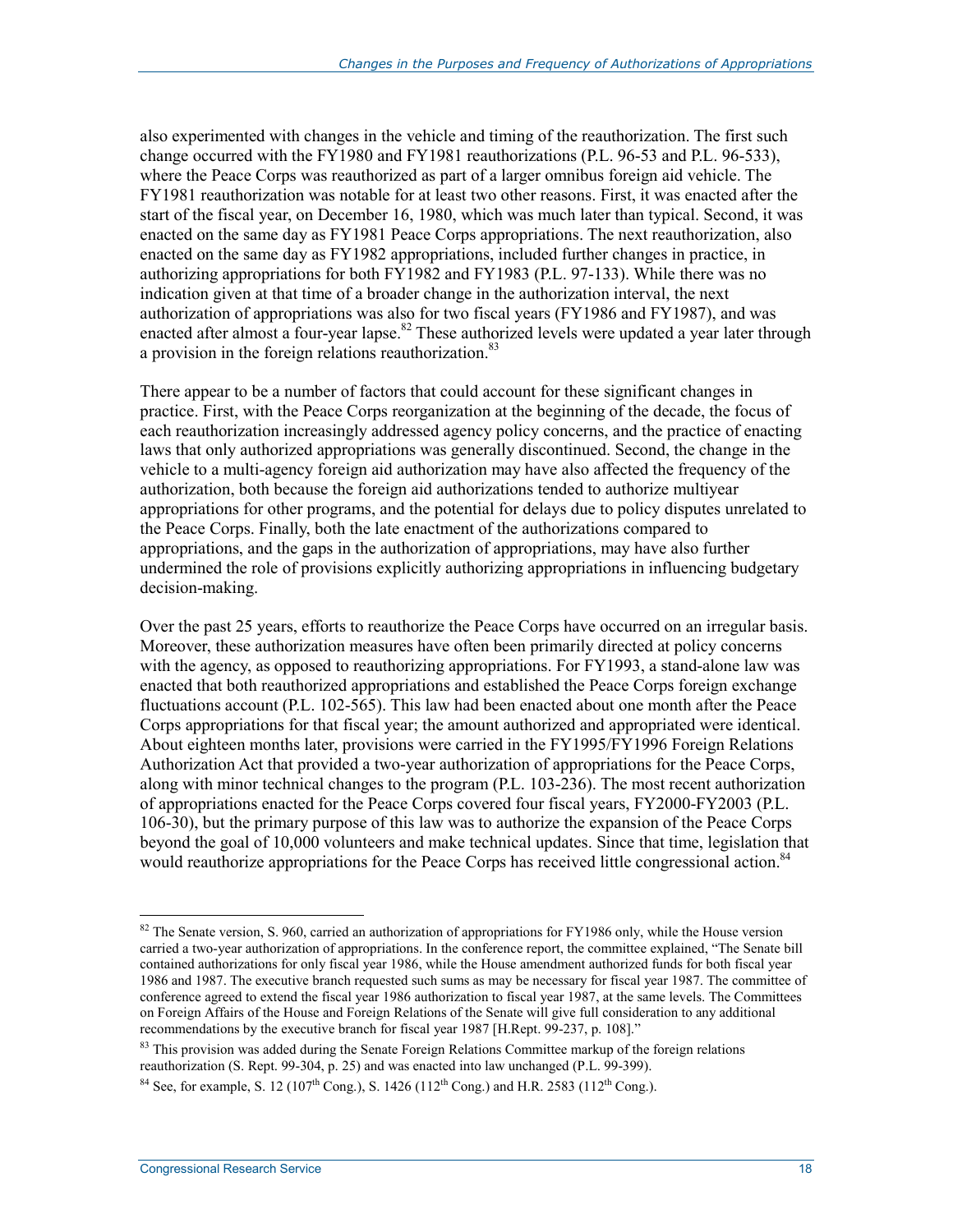also experimented with changes in the vehicle and timing of the reauthorization. The first such change occurred with the FY1980 and FY1981 reauthorizations (P.L. 96-53 and P.L. 96-533), where the Peace Corps was reauthorized as part of a larger omnibus foreign aid vehicle. The FY1981 reauthorization was notable for at least two other reasons. First, it was enacted after the start of the fiscal year, on December 16, 1980, which was much later than typical. Second, it was enacted on the same day as FY1981 Peace Corps appropriations. The next reauthorization, also enacted on the same day as FY1982 appropriations, included further changes in practice, in authorizing appropriations for both FY1982 and FY1983 (P.L. 97-133). While there was no indication given at that time of a broader change in the authorization interval, the next authorization of appropriations was also for two fiscal years (FY1986 and FY1987), and was enacted after almost a four-year lapse.[82] These authorized levels were updated a year later through a provision in the foreign relations reauthorization.[83]

There appear to be a number of factors that could account for these significant changes in practice. First, with the Peace Corps reorganization at the beginning of the decade, the focus of each reauthorization increasingly addressed agency policy concerns, and the practice of enacting laws that only authorized appropriations was generally discontinued. Second, the change in the vehicle to a multi-agency foreign aid authorization may have also affected the frequency of the authorization, both because the foreign aid authorizations tended to authorize multiyear appropriations for other programs, and the potential for delays due to policy disputes unrelated to the Peace Corps. Finally, both the late enactment of the authorizations compared to appropriations, and the gaps in the authorization of appropriations, may have also further undermined the role of provisions explicitly authorizing appropriations in influencing budgetary decision-making.

Over the past 25 years, efforts to reauthorize the Peace Corps have occurred on an irregular basis. Moreover, these authorization measures have often been primarily directed at policy concerns with the agency, as opposed to reauthorizing appropriations. For FY1993, a stand-alone law was enacted that both reauthorized appropriations and established the Peace Corps foreign exchange fluctuations account (P.L. 102-565). This law had been enacted about one month after the Peace Corps appropriations for that fiscal year; the amount authorized and appropriated were identical. About eighteen months later, provisions were carried in the FY1995/FY1996 Foreign Relations Authorization Act that provided a two-year authorization of appropriations for the Peace Corps, along with minor technical changes to the program (P.L. 103-236). The most recent authorization of appropriations enacted for the Peace Corps covered four fiscal years, FY2000-FY2003 (P.L. 106-30), but the primary purpose of this law was to authorize the expansion of the Peace Corps beyond the goal of 10,000 volunteers and make technical updates. Since that time, legislation that would reauthorize appropriations for the Peace Corps has received little congressional action.[84]

---

[82] The Senate version, S. 960, carried an authorization of appropriations for FY1986 only, while the House version carried a two-year authorization of appropriations. In the conference report, the committee explained, "The Senate bill contained authorizations for only fiscal year 1986, while the House amendment authorized funds for both fiscal year 1986 and 1987. The executive branch requested such sums as may be necessary for fiscal year 1987. The committee of conference agreed to extend the fiscal year 1986 authorization to fiscal year 1987, at the same levels. The Committees on Foreign Affairs of the House and Foreign Relations of the Senate will give full consideration to any additional recommendations by the executive branch for fiscal year 1987 [H.Rept. 99-237, p. 108]."

[83] This provision was added during the Senate Foreign Relations Committee markup of the foreign relations reauthorization (S. Rept. 99-304, p. 25) and was enacted into law unchanged (P.L. 99-399).

[84] See, for example, S. 12 (107th Cong.), S. 1426 (112th Cong.) and H.R. 2583 (112th Cong.).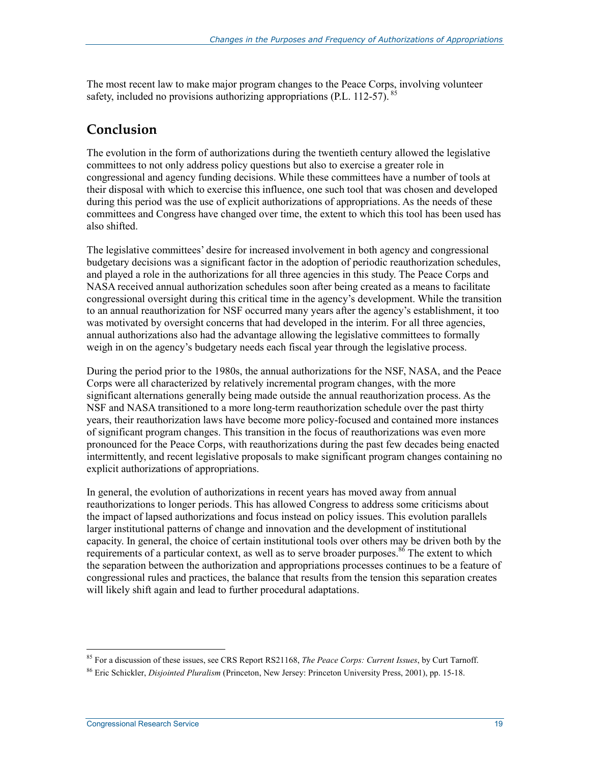The most recent law to make major program changes to the Peace Corps, involving volunteer safety, included no provisions authorizing appropriations (P.L. 112-57).[85]

## Conclusion

The evolution in the form of authorizations during the twentieth century allowed the legislative committees to not only address policy questions but also to exercise a greater role in congressional and agency funding decisions. While these committees have a number of tools at their disposal with which to exercise this influence, one such tool that was chosen and developed during this period was the use of explicit authorizations of appropriations. As the needs of these committees and Congress have changed over time, the extent to which this tool has been used has also shifted.

The legislative committees' desire for increased involvement in both agency and congressional budgetary decisions was a significant factor in the adoption of periodic reauthorization schedules, and played a role in the authorizations for all three agencies in this study. The Peace Corps and NASA received annual authorization schedules soon after being created as a means to facilitate congressional oversight during this critical time in the agency's development. While the transition to an annual reauthorization for NSF occurred many years after the agency's establishment, it too was motivated by oversight concerns that had developed in the interim. For all three agencies, annual authorizations also had the advantage allowing the legislative committees to formally weigh in on the agency's budgetary needs each fiscal year through the legislative process.

During the period prior to the 1980s, the annual authorizations for the NSF, NASA, and the Peace Corps were all characterized by relatively incremental program changes, with the more significant alternations generally being made outside the annual reauthorization process. As the NSF and NASA transitioned to a more long-term reauthorization schedule over the past thirty years, their reauthorization laws have become more policy-focused and contained more instances of significant program changes. This transition in the focus of reauthorizations was even more pronounced for the Peace Corps, with reauthorizations during the past few decades being enacted intermittently, and recent legislative proposals to make significant program changes containing no explicit authorizations of appropriations.

In general, the evolution of authorizations in recent years has moved away from annual reauthorizations to longer periods. This has allowed Congress to address some criticisms about the impact of lapsed authorizations and focus instead on policy issues. This evolution parallels larger institutional patterns of change and innovation and the development of institutional capacity. In general, the choice of certain institutional tools over others may be driven both by the requirements of a particular context, as well as to serve broader purposes.[86] The extent to which the separation between the authorization and appropriations processes continues to be a feature of congressional rules and practices, the balance that results from the tension this separation creates will likely shift again and lead to further procedural adaptations.

---

[85] For a discussion of these issues, see CRS Report RS21168, *The Peace Corps: Current Issues*, by Curt Tarnoff.

[86] Eric Schickler, *Disjointed Pluralism* (Princeton, New Jersey: Princeton University Press, 2001), pp. 15-18.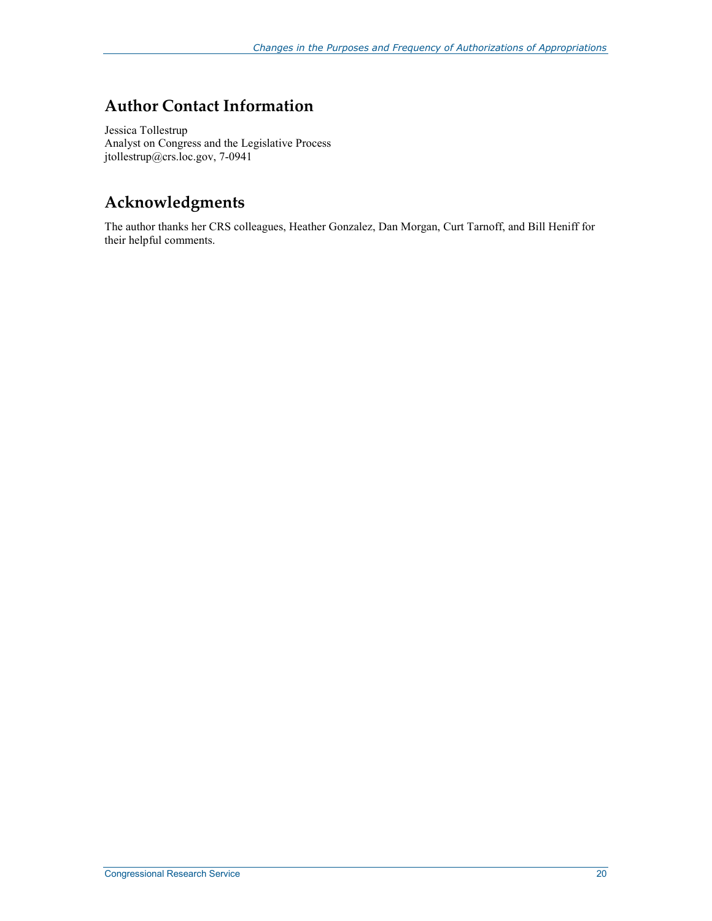## Author Contact Information

Jessica Tollestrup
Analyst on Congress and the Legislative Process
jtollestrup@crs.loc.gov, 7-0941

## Acknowledgments

The author thanks her CRS colleagues, Heather Gonzalez, Dan Morgan, Curt Tarnoff, and Bill Heniff for their helpful comments.